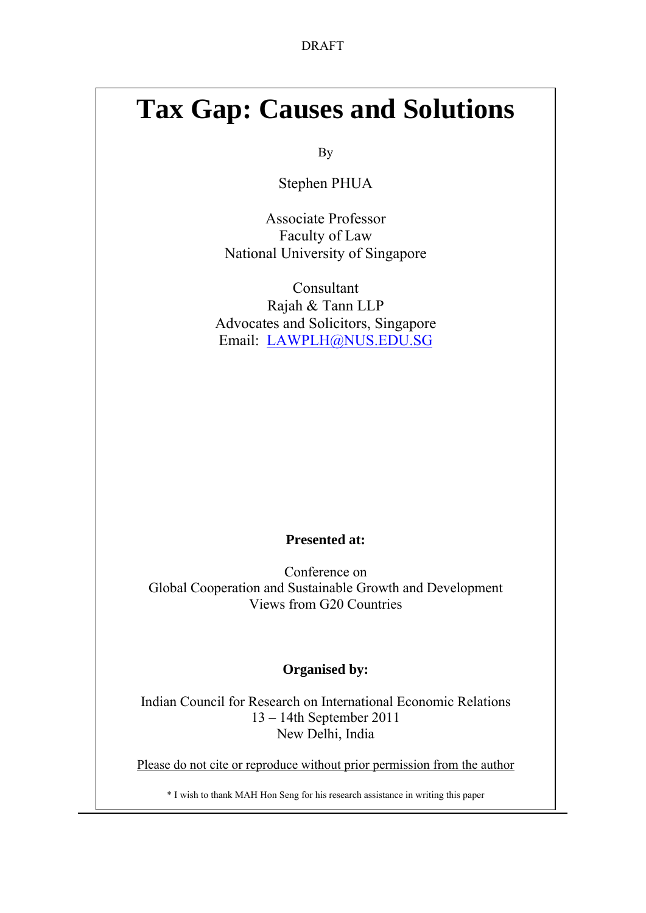DRAFT

# Tax Gap: Causes and Solutions

By

Stephen PHUA

Associate Professor
Faculty of Law
National University of Singapore

Consultant
Rajah & Tann LLP
Advocates and Solicitors, Singapore
Email: LAWPLH@NUS.EDU.SG

**Presented at:**

Conference on
Global Cooperation and Sustainable Growth and Development
Views from G20 Countries

**Organised by:**

Indian Council for Research on International Economic Relations
13 – 14th September 2011
New Delhi, India

Please do not cite or reproduce without prior permission from the author

* I wish to thank MAH Hon Seng for his research assistance in writing this paper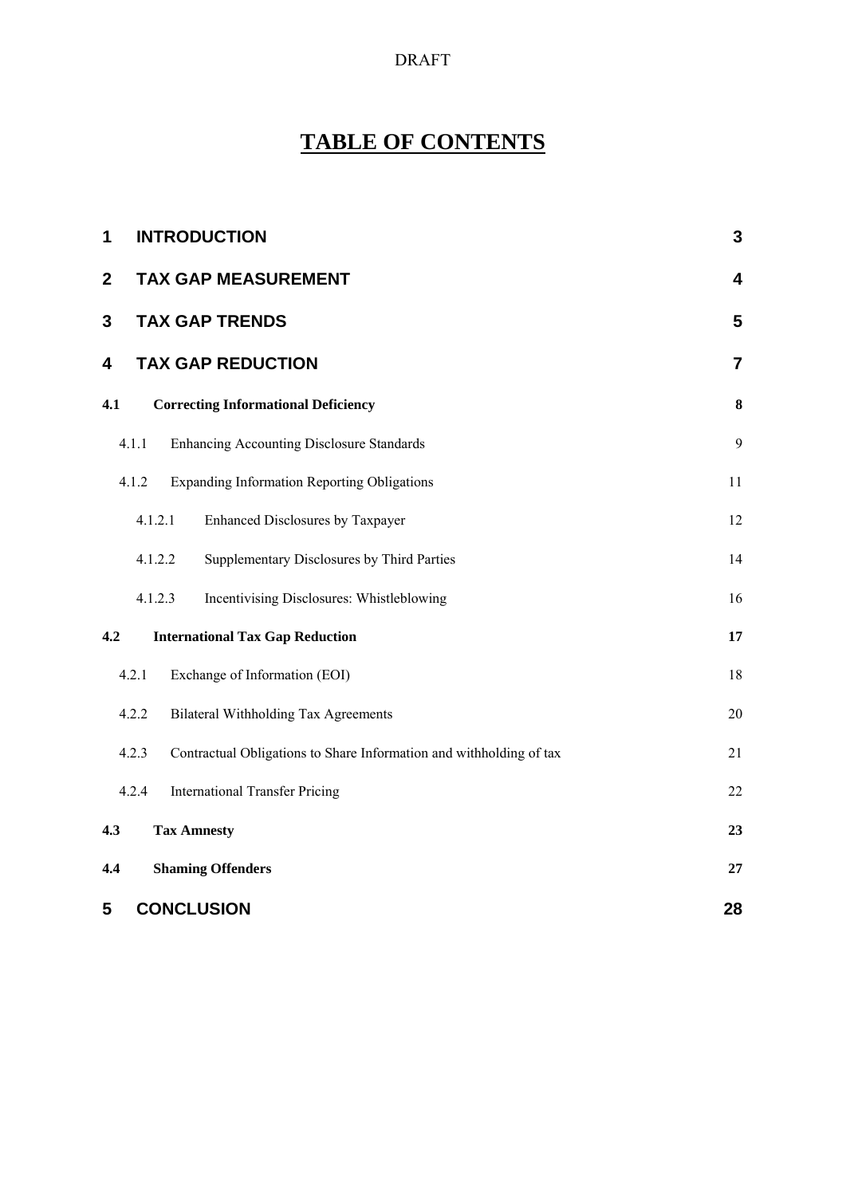DRAFT

# TABLE OF CONTENTS

| | | |
|---|---|---|
| **1** | **INTRODUCTION** | **3** |
| **2** | **TAX GAP MEASUREMENT** | **4** |
| **3** | **TAX GAP TRENDS** | **5** |
| **4** | **TAX GAP REDUCTION** | **7** |
| **4.1** | **Correcting Informational Deficiency** | **8** |
| 4.1.1 | Enhancing Accounting Disclosure Standards | 9 |
| 4.1.2 | Expanding Information Reporting Obligations | 11 |
| 4.1.2.1 | Enhanced Disclosures by Taxpayer | 12 |
| 4.1.2.2 | Supplementary Disclosures by Third Parties | 14 |
| 4.1.2.3 | Incentivising Disclosures: Whistleblowing | 16 |
| **4.2** | **International Tax Gap Reduction** | **17** |
| 4.2.1 | Exchange of Information (EOI) | 18 |
| 4.2.2 | Bilateral Withholding Tax Agreements | 20 |
| 4.2.3 | Contractual Obligations to Share Information and withholding of tax | 21 |
| 4.2.4 | International Transfer Pricing | 22 |
| **4.3** | **Tax Amnesty** | **23** |
| **4.4** | **Shaming Offenders** | **27** |
| **5** | **CONCLUSION** | **28** |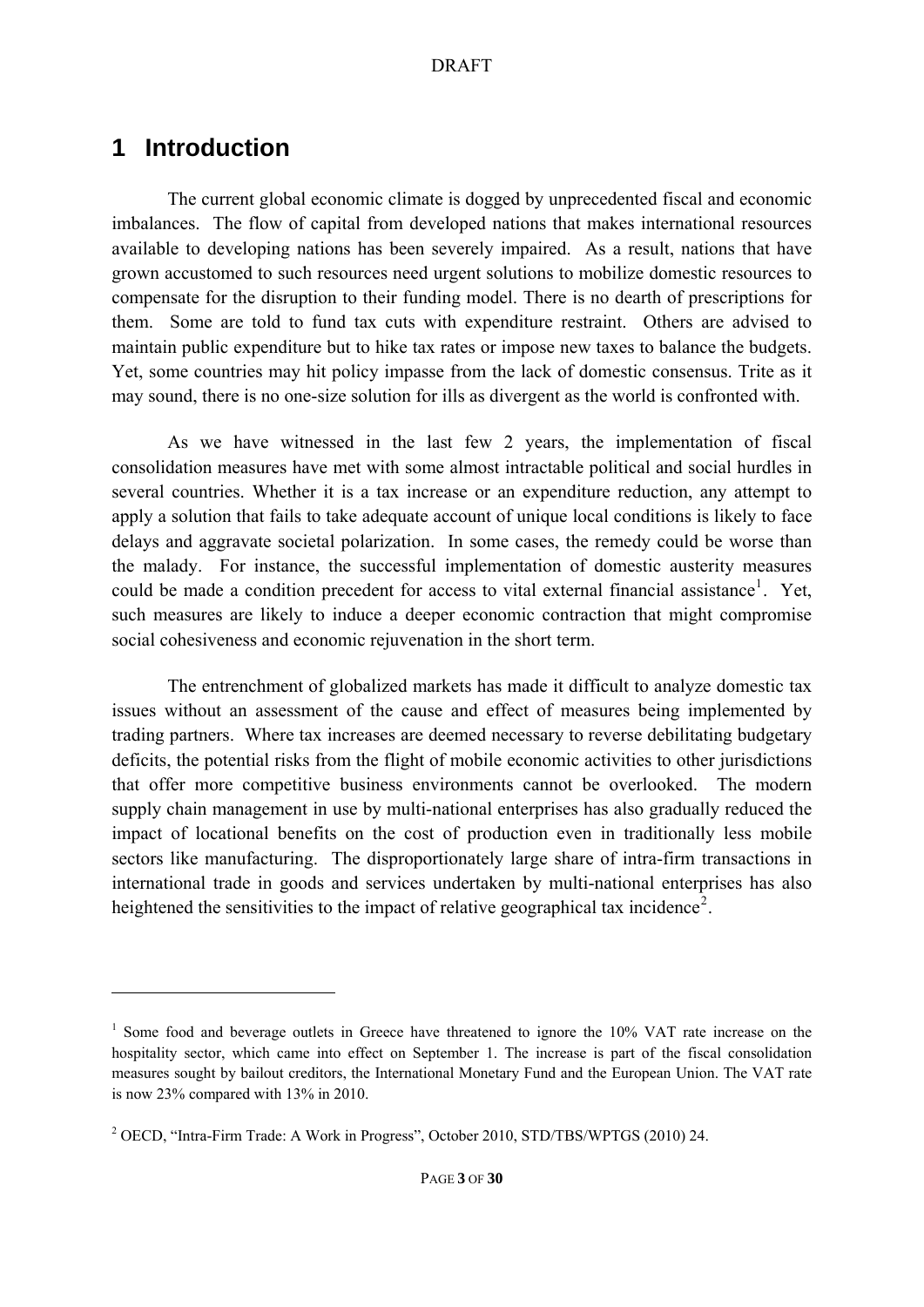# 1 Introduction

The current global economic climate is dogged by unprecedented fiscal and economic imbalances. The flow of capital from developed nations that makes international resources available to developing nations has been severely impaired. As a result, nations that have grown accustomed to such resources need urgent solutions to mobilize domestic resources to compensate for the disruption to their funding model. There is no dearth of prescriptions for them. Some are told to fund tax cuts with expenditure restraint. Others are advised to maintain public expenditure but to hike tax rates or impose new taxes to balance the budgets. Yet, some countries may hit policy impasse from the lack of domestic consensus. Trite as it may sound, there is no one-size solution for ills as divergent as the world is confronted with.

As we have witnessed in the last few 2 years, the implementation of fiscal consolidation measures have met with some almost intractable political and social hurdles in several countries. Whether it is a tax increase or an expenditure reduction, any attempt to apply a solution that fails to take adequate account of unique local conditions is likely to face delays and aggravate societal polarization. In some cases, the remedy could be worse than the malady. For instance, the successful implementation of domestic austerity measures could be made a condition precedent for access to vital external financial assistance[1]. Yet, such measures are likely to induce a deeper economic contraction that might compromise social cohesiveness and economic rejuvenation in the short term.

The entrenchment of globalized markets has made it difficult to analyze domestic tax issues without an assessment of the cause and effect of measures being implemented by trading partners. Where tax increases are deemed necessary to reverse debilitating budgetary deficits, the potential risks from the flight of mobile economic activities to other jurisdictions that offer more competitive business environments cannot be overlooked. The modern supply chain management in use by multi-national enterprises has also gradually reduced the impact of locational benefits on the cost of production even in traditionally less mobile sectors like manufacturing. The disproportionately large share of intra-firm transactions in international trade in goods and services undertaken by multi-national enterprises has also heightened the sensitivities to the impact of relative geographical tax incidence[2].

---

[1] Some food and beverage outlets in Greece have threatened to ignore the 10% VAT rate increase on the hospitality sector, which came into effect on September 1. The increase is part of the fiscal consolidation measures sought by bailout creditors, the International Monetary Fund and the European Union. The VAT rate is now 23% compared with 13% in 2010.

[2] OECD, "Intra-Firm Trade: A Work in Progress", October 2010, STD/TBS/WPTGS (2010) 24.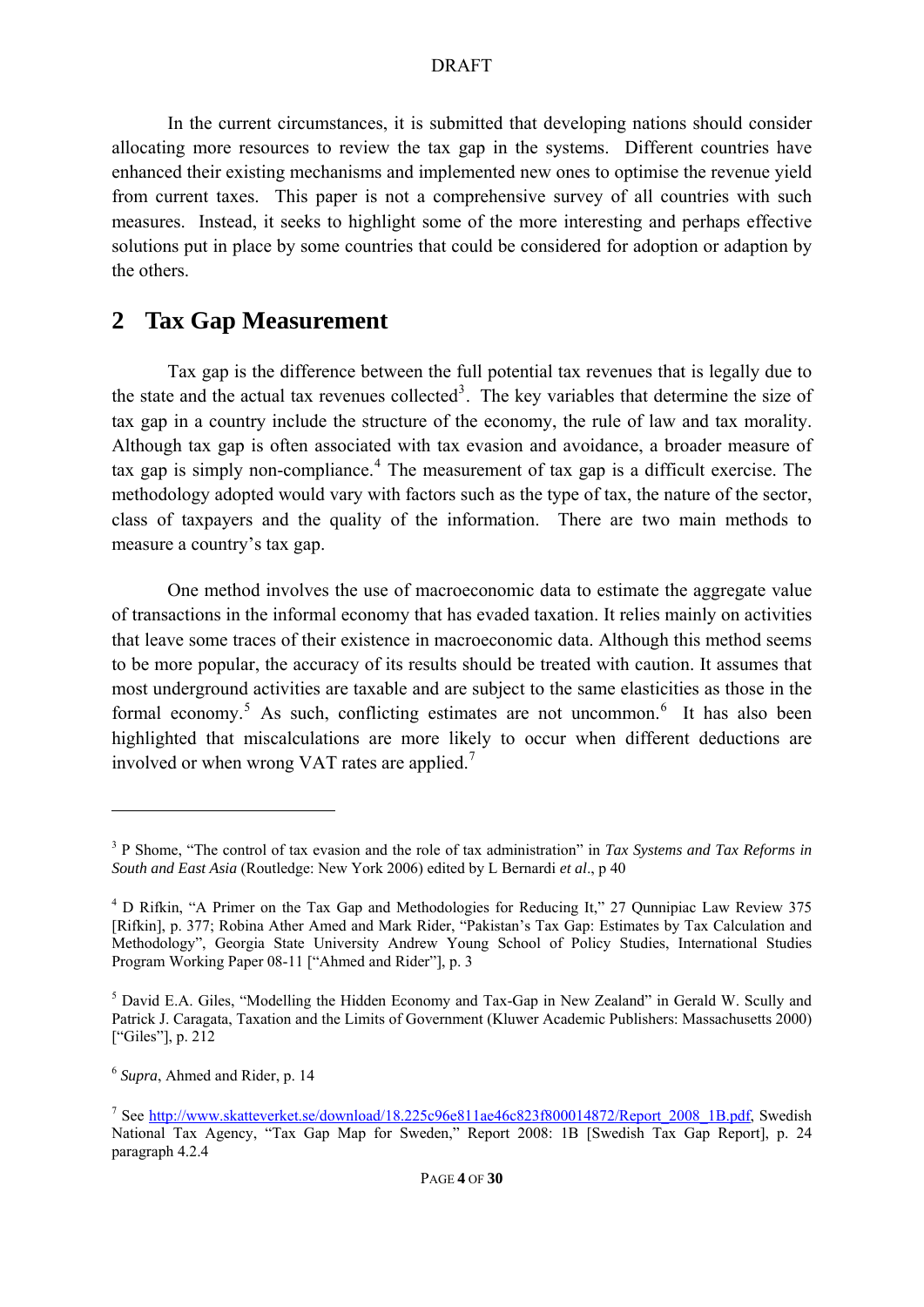In the current circumstances, it is submitted that developing nations should consider allocating more resources to review the tax gap in the systems. Different countries have enhanced their existing mechanisms and implemented new ones to optimise the revenue yield from current taxes. This paper is not a comprehensive survey of all countries with such measures. Instead, it seeks to highlight some of the more interesting and perhaps effective solutions put in place by some countries that could be considered for adoption or adaption by the others.

## 2 Tax Gap Measurement

Tax gap is the difference between the full potential tax revenues that is legally due to the state and the actual tax revenues collected[3]. The key variables that determine the size of tax gap in a country include the structure of the economy, the rule of law and tax morality. Although tax gap is often associated with tax evasion and avoidance, a broader measure of tax gap is simply non-compliance.[4] The measurement of tax gap is a difficult exercise. The methodology adopted would vary with factors such as the type of tax, the nature of the sector, class of taxpayers and the quality of the information. There are two main methods to measure a country's tax gap.

One method involves the use of macroeconomic data to estimate the aggregate value of transactions in the informal economy that has evaded taxation. It relies mainly on activities that leave some traces of their existence in macroeconomic data. Although this method seems to be more popular, the accuracy of its results should be treated with caution. It assumes that most underground activities are taxable and are subject to the same elasticities as those in the formal economy.[5] As such, conflicting estimates are not uncommon.[6] It has also been highlighted that miscalculations are more likely to occur when different deductions are involved or when wrong VAT rates are applied.[7]

---

[3] P Shome, "The control of tax evasion and the role of tax administration" in *Tax Systems and Tax Reforms in South and East Asia* (Routledge: New York 2006) edited by L Bernardi *et al*., p 40

[4] D Rifkin, "A Primer on the Tax Gap and Methodologies for Reducing It," 27 Qunnipiac Law Review 375 [Rifkin], p. 377; Robina Ather Amed and Mark Rider, "Pakistan's Tax Gap: Estimates by Tax Calculation and Methodology", Georgia State University Andrew Young School of Policy Studies, International Studies Program Working Paper 08-11 ["Ahmed and Rider"], p. 3

[5] David E.A. Giles, "Modelling the Hidden Economy and Tax-Gap in New Zealand" in Gerald W. Scully and Patrick J. Caragata, Taxation and the Limits of Government (Kluwer Academic Publishers: Massachusetts 2000) ["Giles"], p. 212

[6] *Supra*, Ahmed and Rider, p. 14

[7] See http://www.skatteverket.se/download/18.225c96e811ae46c823f800014872/Report_2008_1B.pdf, Swedish National Tax Agency, "Tax Gap Map for Sweden," Report 2008: 1B [Swedish Tax Gap Report], p. 24 paragraph 4.2.4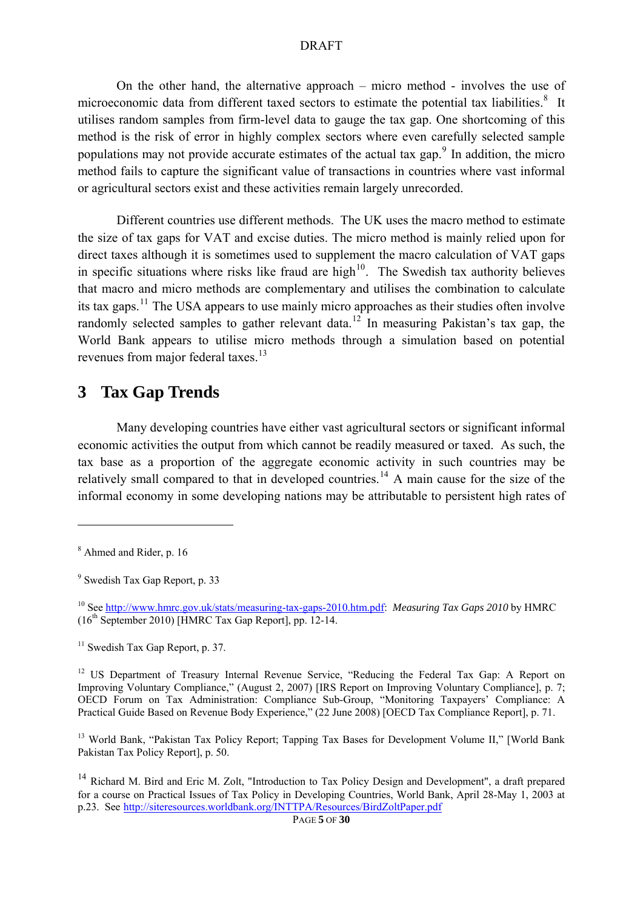On the other hand, the alternative approach – micro method - involves the use of microeconomic data from different taxed sectors to estimate the potential tax liabilities.[8] It utilises random samples from firm-level data to gauge the tax gap. One shortcoming of this method is the risk of error in highly complex sectors where even carefully selected sample populations may not provide accurate estimates of the actual tax gap.[9] In addition, the micro method fails to capture the significant value of transactions in countries where vast informal or agricultural sectors exist and these activities remain largely unrecorded.

Different countries use different methods. The UK uses the macro method to estimate the size of tax gaps for VAT and excise duties. The micro method is mainly relied upon for direct taxes although it is sometimes used to supplement the macro calculation of VAT gaps in specific situations where risks like fraud are high[10]. The Swedish tax authority believes that macro and micro methods are complementary and utilises the combination to calculate its tax gaps.[11] The USA appears to use mainly micro approaches as their studies often involve randomly selected samples to gather relevant data.[12] In measuring Pakistan's tax gap, the World Bank appears to utilise micro methods through a simulation based on potential revenues from major federal taxes.[13]

# 3 Tax Gap Trends

Many developing countries have either vast agricultural sectors or significant informal economic activities the output from which cannot be readily measured or taxed. As such, the tax base as a proportion of the aggregate economic activity in such countries may be relatively small compared to that in developed countries.[14] A main cause for the size of the informal economy in some developing nations may be attributable to persistent high rates of

---

[8] Ahmed and Rider, p. 16

[9] Swedish Tax Gap Report, p. 33

[10] See http://www.hmrc.gov.uk/stats/measuring-tax-gaps-2010.htm.pdf: *Measuring Tax Gaps 2010* by HMRC (16th September 2010) [HMRC Tax Gap Report], pp. 12-14.

[11] Swedish Tax Gap Report, p. 37.

[12] US Department of Treasury Internal Revenue Service, "Reducing the Federal Tax Gap: A Report on Improving Voluntary Compliance," (August 2, 2007) [IRS Report on Improving Voluntary Compliance], p. 7; OECD Forum on Tax Administration: Compliance Sub-Group, "Monitoring Taxpayers' Compliance: A Practical Guide Based on Revenue Body Experience," (22 June 2008) [OECD Tax Compliance Report], p. 71.

[13] World Bank, "Pakistan Tax Policy Report; Tapping Tax Bases for Development Volume II," [World Bank Pakistan Tax Policy Report], p. 50.

[14] Richard M. Bird and Eric M. Zolt, "Introduction to Tax Policy Design and Development", a draft prepared for a course on Practical Issues of Tax Policy in Developing Countries, World Bank, April 28-May 1, 2003 at p.23. See http://siteresources.worldbank.org/INTTPA/Resources/BirdZoltPaper.pdf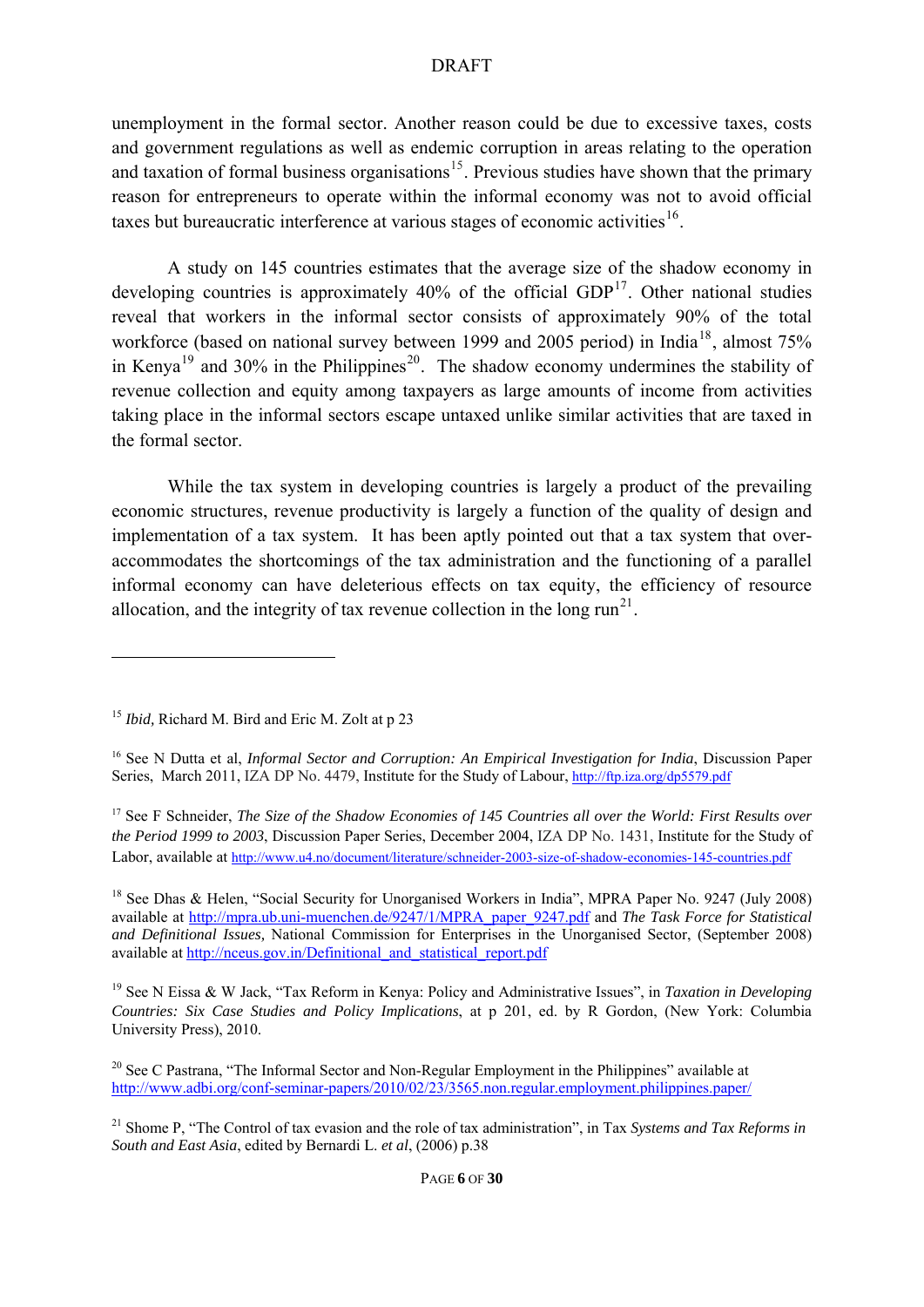unemployment in the formal sector. Another reason could be due to excessive taxes, costs and government regulations as well as endemic corruption in areas relating to the operation and taxation of formal business organisations[15]. Previous studies have shown that the primary reason for entrepreneurs to operate within the informal economy was not to avoid official taxes but bureaucratic interference at various stages of economic activities[16].

A study on 145 countries estimates that the average size of the shadow economy in developing countries is approximately 40% of the official GDP[17]. Other national studies reveal that workers in the informal sector consists of approximately 90% of the total workforce (based on national survey between 1999 and 2005 period) in India[18], almost 75% in Kenya[19] and 30% in the Philippines[20]. The shadow economy undermines the stability of revenue collection and equity among taxpayers as large amounts of income from activities taking place in the informal sectors escape untaxed unlike similar activities that are taxed in the formal sector.

While the tax system in developing countries is largely a product of the prevailing economic structures, revenue productivity is largely a function of the quality of design and implementation of a tax system. It has been aptly pointed out that a tax system that over-accommodates the shortcomings of the tax administration and the functioning of a parallel informal economy can have deleterious effects on tax equity, the efficiency of resource allocation, and the integrity of tax revenue collection in the long run[21].

---

[15] *Ibid,* Richard M. Bird and Eric M. Zolt at p 23

[16] See N Dutta et al, *Informal Sector and Corruption: An Empirical Investigation for India*, Discussion Paper Series, March 2011, IZA DP No. 4479, Institute for the Study of Labour, http://ftp.iza.org/dp5579.pdf

[17] See F Schneider, *The Size of the Shadow Economies of 145 Countries all over the World: First Results over the Period 1999 to 2003*, Discussion Paper Series, December 2004, IZA DP No. 1431, Institute for the Study of Labor, available at http://www.u4.no/document/literature/schneider-2003-size-of-shadow-economies-145-countries.pdf

[18] See Dhas & Helen, "Social Security for Unorganised Workers in India", MPRA Paper No. 9247 (July 2008) available at http://mpra.ub.uni-muenchen.de/9247/1/MPRA_paper_9247.pdf and *The Task Force for Statistical and Definitional Issues,* National Commission for Enterprises in the Unorganised Sector, (September 2008) available at http://nceus.gov.in/Definitional_and_statistical_report.pdf

[19] See N Eissa & W Jack, "Tax Reform in Kenya: Policy and Administrative Issues", in *Taxation in Developing Countries: Six Case Studies and Policy Implications*, at p 201, ed. by R Gordon, (New York: Columbia University Press), 2010.

[20] See C Pastrana, "The Informal Sector and Non-Regular Employment in the Philippines" available at http://www.adbi.org/conf-seminar-papers/2010/02/23/3565.non.regular.employment.philippines.paper/

[21] Shome P, "The Control of tax evasion and the role of tax administration", in Tax *Systems and Tax Reforms in South and East Asia*, edited by Bernardi L. *et al*, (2006) p.38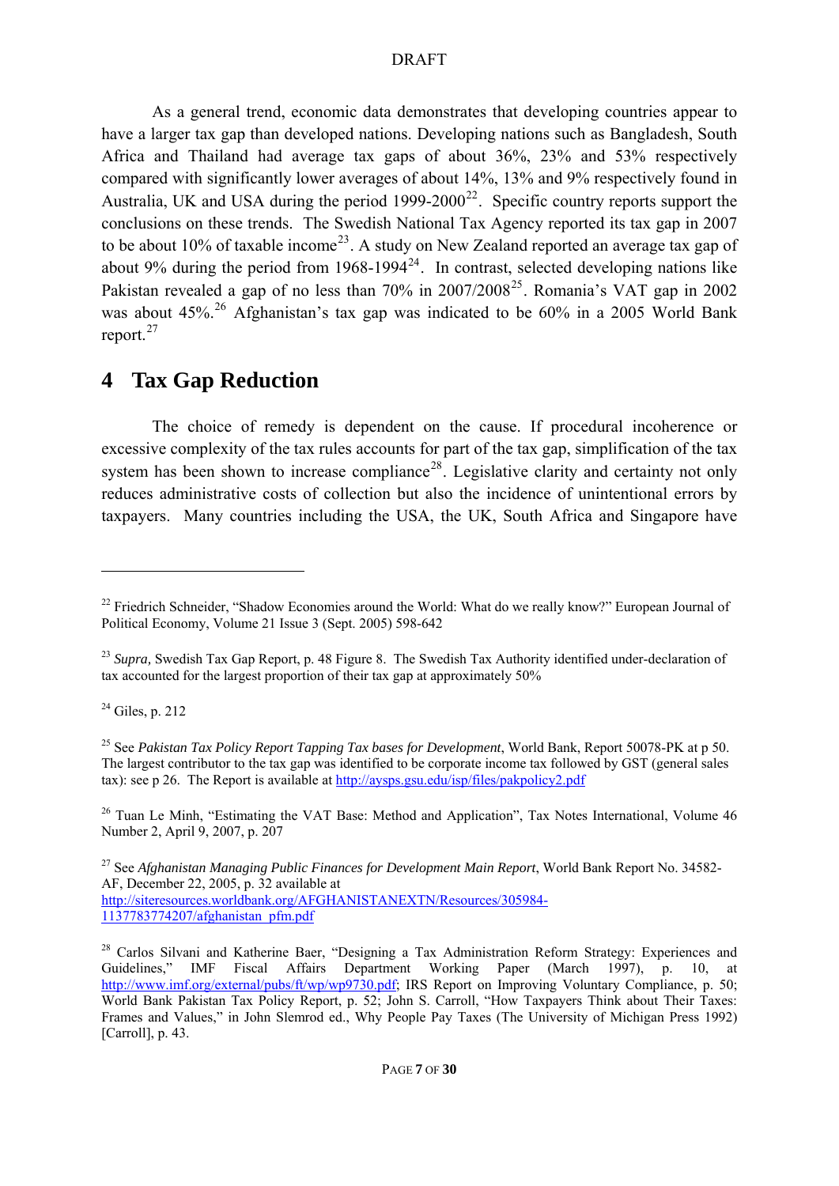As a general trend, economic data demonstrates that developing countries appear to have a larger tax gap than developed nations. Developing nations such as Bangladesh, South Africa and Thailand had average tax gaps of about 36%, 23% and 53% respectively compared with significantly lower averages of about 14%, 13% and 9% respectively found in Australia, UK and USA during the period 1999-2000[22]. Specific country reports support the conclusions on these trends. The Swedish National Tax Agency reported its tax gap in 2007 to be about 10% of taxable income[23]. A study on New Zealand reported an average tax gap of about 9% during the period from 1968-1994[24]. In contrast, selected developing nations like Pakistan revealed a gap of no less than 70% in 2007/2008[25]. Romania's VAT gap in 2002 was about 45%.[26] Afghanistan's tax gap was indicated to be 60% in a 2005 World Bank report.[27]

# 4 Tax Gap Reduction

The choice of remedy is dependent on the cause. If procedural incoherence or excessive complexity of the tax rules accounts for part of the tax gap, simplification of the tax system has been shown to increase compliance[28]. Legislative clarity and certainty not only reduces administrative costs of collection but also the incidence of unintentional errors by taxpayers. Many countries including the USA, the UK, South Africa and Singapore have

---

[22] Friedrich Schneider, "Shadow Economies around the World: What do we really know?" European Journal of Political Economy, Volume 21 Issue 3 (Sept. 2005) 598-642

[23] *Supra,* Swedish Tax Gap Report, p. 48 Figure 8. The Swedish Tax Authority identified under-declaration of tax accounted for the largest proportion of their tax gap at approximately 50%

[24] Giles, p. 212

[25] See *Pakistan Tax Policy Report Tapping Tax bases for Development*, World Bank, Report 50078-PK at p 50. The largest contributor to the tax gap was identified to be corporate income tax followed by GST (general sales tax): see p 26. The Report is available at http://aysps.gsu.edu/isp/files/pakpolicy2.pdf

[26] Tuan Le Minh, "Estimating the VAT Base: Method and Application", Tax Notes International, Volume 46 Number 2, April 9, 2007, p. 207

[27] See *Afghanistan Managing Public Finances for Development Main Report*, World Bank Report No. 34582-AF, December 22, 2005, p. 32 available at http://siteresources.worldbank.org/AFGHANISTANEXTN/Resources/305984-1137783774207/afghanistan_pfm.pdf

[28] Carlos Silvani and Katherine Baer, "Designing a Tax Administration Reform Strategy: Experiences and Guidelines," IMF Fiscal Affairs Department Working Paper (March 1997), p. 10, at http://www.imf.org/external/pubs/ft/wp/wp9730.pdf; IRS Report on Improving Voluntary Compliance, p. 50; World Bank Pakistan Tax Policy Report, p. 52; John S. Carroll, "How Taxpayers Think about Their Taxes: Frames and Values," in John Slemrod ed., Why People Pay Taxes (The University of Michigan Press 1992) [Carroll], p. 43.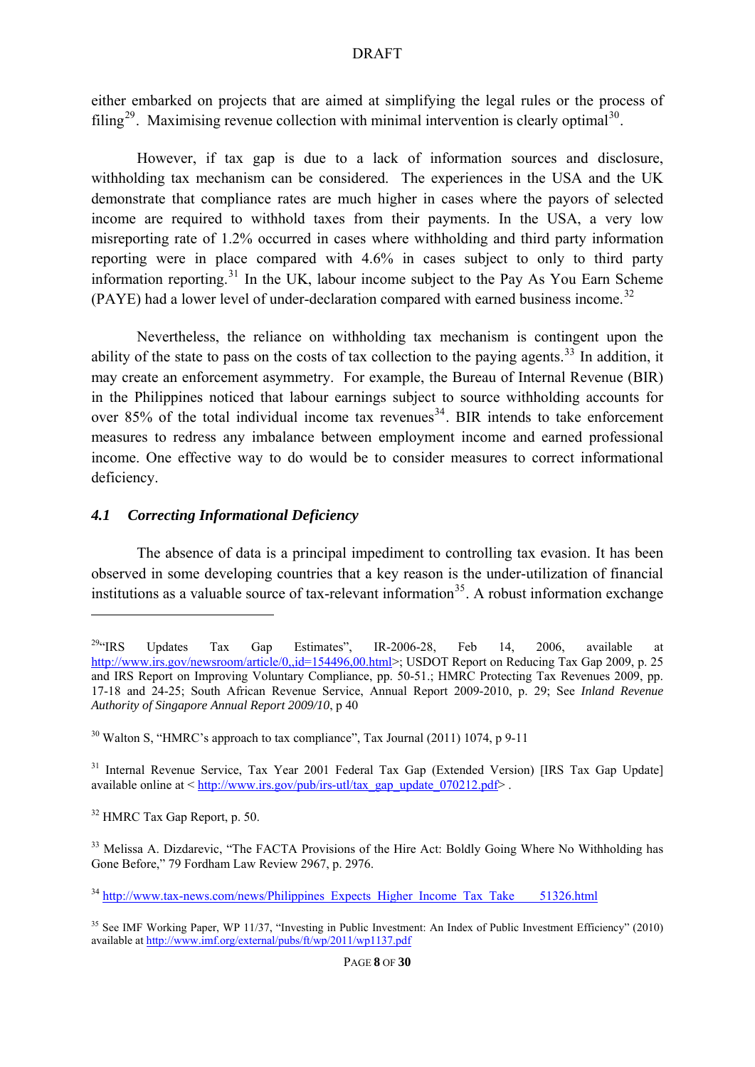either embarked on projects that are aimed at simplifying the legal rules or the process of filing[29]. Maximising revenue collection with minimal intervention is clearly optimal[30].

However, if tax gap is due to a lack of information sources and disclosure, withholding tax mechanism can be considered. The experiences in the USA and the UK demonstrate that compliance rates are much higher in cases where the payors of selected income are required to withhold taxes from their payments. In the USA, a very low misreporting rate of 1.2% occurred in cases where withholding and third party information reporting were in place compared with 4.6% in cases subject to only to third party information reporting.[31] In the UK, labour income subject to the Pay As You Earn Scheme (PAYE) had a lower level of under-declaration compared with earned business income.[32]

Nevertheless, the reliance on withholding tax mechanism is contingent upon the ability of the state to pass on the costs of tax collection to the paying agents.[33] In addition, it may create an enforcement asymmetry. For example, the Bureau of Internal Revenue (BIR) in the Philippines noticed that labour earnings subject to source withholding accounts for over 85% of the total individual income tax revenues[34]. BIR intends to take enforcement measures to redress any imbalance between employment income and earned professional income. One effective way to do would be to consider measures to correct informational deficiency.

### *4.1 Correcting Informational Deficiency*

The absence of data is a principal impediment to controlling tax evasion. It has been observed in some developing countries that a key reason is the under-utilization of financial institutions as a valuable source of tax-relevant information[35]. A robust information exchange

---

[29] "IRS Updates Tax Gap Estimates", IR-2006-28, Feb 14, 2006, available at <http://www.irs.gov/newsroom/article/0,,id=154496,00.html>; USDOT Report on Reducing Tax Gap 2009, p. 25 and IRS Report on Improving Voluntary Compliance, pp. 50-51.; HMRC Protecting Tax Revenues 2009, pp. 17-18 and 24-25; South African Revenue Service, Annual Report 2009-2010, p. 29; See *Inland Revenue Authority of Singapore Annual Report 2009/10*, p 40

[30] Walton S, "HMRC's approach to tax compliance", Tax Journal (2011) 1074, p 9-11

[31] Internal Revenue Service, Tax Year 2001 Federal Tax Gap (Extended Version) [IRS Tax Gap Update] available online at < http://www.irs.gov/pub/irs-utl/tax_gap_update_070212.pdf> .

[32] HMRC Tax Gap Report, p. 50.

[33] Melissa A. Dizdarevic, "The FACTA Provisions of the Hire Act: Boldly Going Where No Withholding has Gone Before," 79 Fordham Law Review 2967, p. 2976.

[34] http://www.tax-news.com/news/Philippines_Expects_Higher_Income_Tax_Take____51326.html

[35] See IMF Working Paper, WP 11/37, "Investing in Public Investment: An Index of Public Investment Efficiency" (2010) available at http://www.imf.org/external/pubs/ft/wp/2011/wp1137.pdf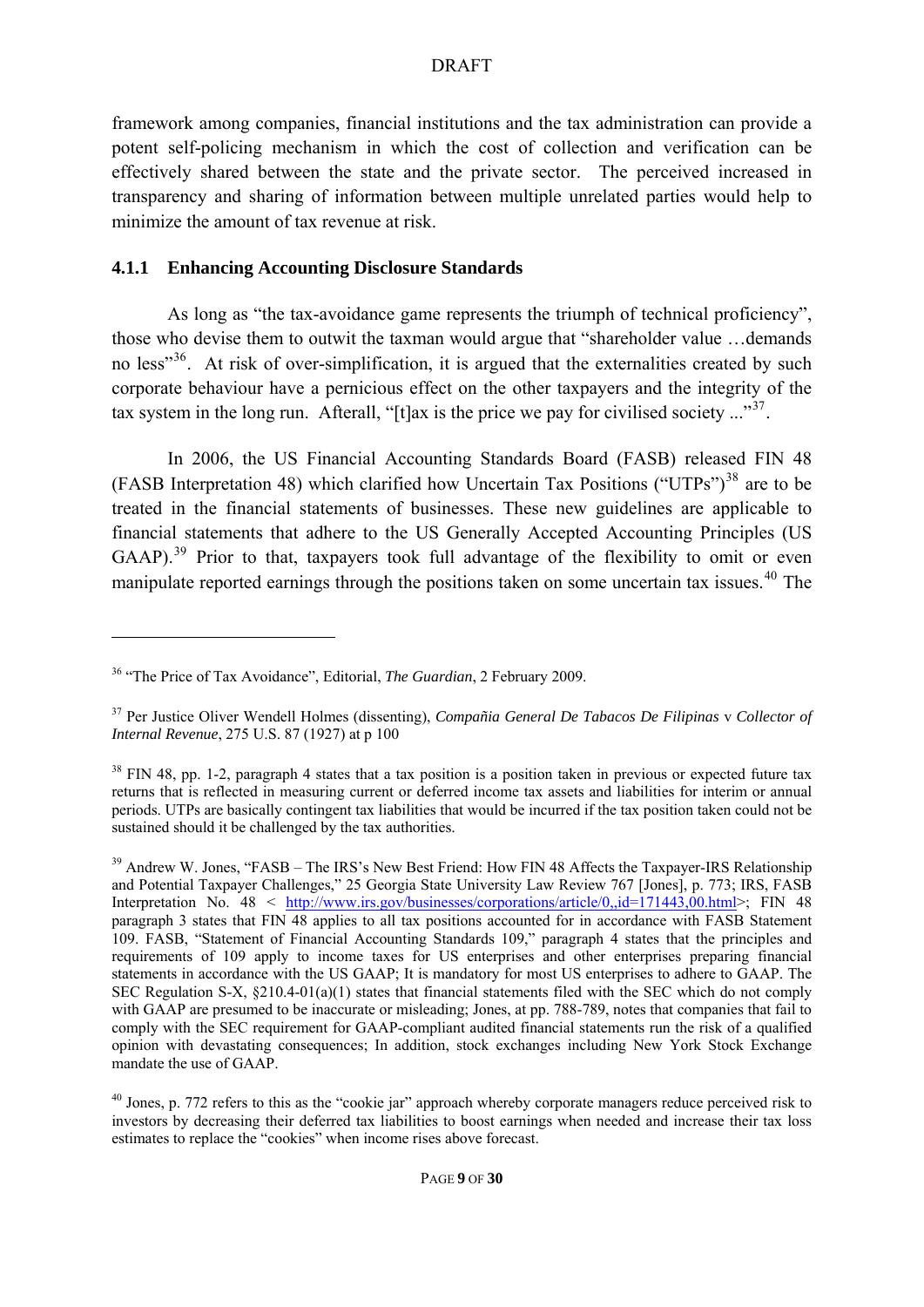framework among companies, financial institutions and the tax administration can provide a potent self-policing mechanism in which the cost of collection and verification can be effectively shared between the state and the private sector. The perceived increased in transparency and sharing of information between multiple unrelated parties would help to minimize the amount of tax revenue at risk.

### 4.1.1 Enhancing Accounting Disclosure Standards

As long as "the tax-avoidance game represents the triumph of technical proficiency", those who devise them to outwit the taxman would argue that "shareholder value …demands no less"[36]. At risk of over-simplification, it is argued that the externalities created by such corporate behaviour have a pernicious effect on the other taxpayers and the integrity of the tax system in the long run. Afterall, "[t]ax is the price we pay for civilised society ..."[37].

In 2006, the US Financial Accounting Standards Board (FASB) released FIN 48 (FASB Interpretation 48) which clarified how Uncertain Tax Positions ("UTPs")[38] are to be treated in the financial statements of businesses. These new guidelines are applicable to financial statements that adhere to the US Generally Accepted Accounting Principles (US GAAP).[39] Prior to that, taxpayers took full advantage of the flexibility to omit or even manipulate reported earnings through the positions taken on some uncertain tax issues.[40] The

---

[36] "The Price of Tax Avoidance", Editorial, *The Guardian*, 2 February 2009.

[37] Per Justice Oliver Wendell Holmes (dissenting), *Compañia General De Tabacos De Filipinas* v *Collector of Internal Revenue*, 275 U.S. 87 (1927) at p 100

[38] FIN 48, pp. 1-2, paragraph 4 states that a tax position is a position taken in previous or expected future tax returns that is reflected in measuring current or deferred income tax assets and liabilities for interim or annual periods. UTPs are basically contingent tax liabilities that would be incurred if the tax position taken could not be sustained should it be challenged by the tax authorities.

[39] Andrew W. Jones, "FASB – The IRS's New Best Friend: How FIN 48 Affects the Taxpayer-IRS Relationship and Potential Taxpayer Challenges," 25 Georgia State University Law Review 767 [Jones], p. 773; IRS, FASB Interpretation No. 48 < http://www.irs.gov/businesses/corporations/article/0,,id=171443,00.html>; FIN 48 paragraph 3 states that FIN 48 applies to all tax positions accounted for in accordance with FASB Statement 109. FASB, "Statement of Financial Accounting Standards 109," paragraph 4 states that the principles and requirements of 109 apply to income taxes for US enterprises and other enterprises preparing financial statements in accordance with the US GAAP; It is mandatory for most US enterprises to adhere to GAAP. The SEC Regulation S-X, §210.4-01(a)(1) states that financial statements filed with the SEC which do not comply with GAAP are presumed to be inaccurate or misleading; Jones, at pp. 788-789, notes that companies that fail to comply with the SEC requirement for GAAP-compliant audited financial statements run the risk of a qualified opinion with devastating consequences; In addition, stock exchanges including New York Stock Exchange mandate the use of GAAP.

[40] Jones, p. 772 refers to this as the "cookie jar" approach whereby corporate managers reduce perceived risk to investors by decreasing their deferred tax liabilities to boost earnings when needed and increase their tax loss estimates to replace the "cookies" when income rises above forecast.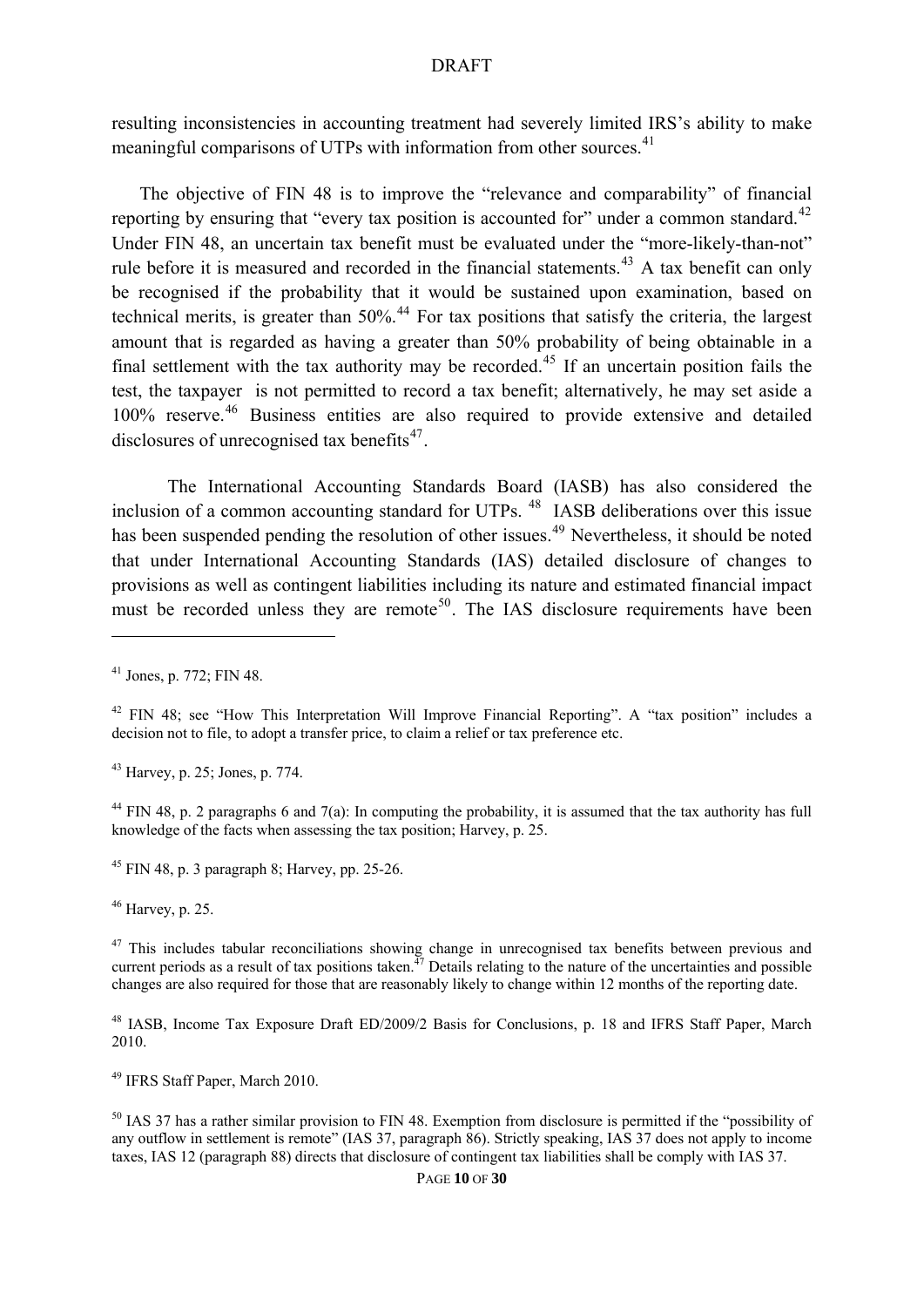resulting inconsistencies in accounting treatment had severely limited IRS's ability to make meaningful comparisons of UTPs with information from other sources.[41]

The objective of FIN 48 is to improve the "relevance and comparability" of financial reporting by ensuring that "every tax position is accounted for" under a common standard.[42] Under FIN 48, an uncertain tax benefit must be evaluated under the "more-likely-than-not" rule before it is measured and recorded in the financial statements.[43] A tax benefit can only be recognised if the probability that it would be sustained upon examination, based on technical merits, is greater than 50%.[44] For tax positions that satisfy the criteria, the largest amount that is regarded as having a greater than 50% probability of being obtainable in a final settlement with the tax authority may be recorded.[45] If an uncertain position fails the test, the taxpayer is not permitted to record a tax benefit; alternatively, he may set aside a 100% reserve.[46] Business entities are also required to provide extensive and detailed disclosures of unrecognised tax benefits[47].

The International Accounting Standards Board (IASB) has also considered the inclusion of a common accounting standard for UTPs. [48] IASB deliberations over this issue has been suspended pending the resolution of other issues.[49] Nevertheless, it should be noted that under International Accounting Standards (IAS) detailed disclosure of changes to provisions as well as contingent liabilities including its nature and estimated financial impact must be recorded unless they are remote[50]. The IAS disclosure requirements have been

---

[41] Jones, p. 772; FIN 48.

[42] FIN 48; see "How This Interpretation Will Improve Financial Reporting". A "tax position" includes a decision not to file, to adopt a transfer price, to claim a relief or tax preference etc.

[43] Harvey, p. 25; Jones, p. 774.

[44] FIN 48, p. 2 paragraphs 6 and 7(a): In computing the probability, it is assumed that the tax authority has full knowledge of the facts when assessing the tax position; Harvey, p. 25.

[45] FIN 48, p. 3 paragraph 8; Harvey, pp. 25-26.

[46] Harvey, p. 25.

[47] This includes tabular reconciliations showing change in unrecognised tax benefits between previous and current periods as a result of tax positions taken.[47] Details relating to the nature of the uncertainties and possible changes are also required for those that are reasonably likely to change within 12 months of the reporting date.

[48] IASB, Income Tax Exposure Draft ED/2009/2 Basis for Conclusions, p. 18 and IFRS Staff Paper, March 2010.

[49] IFRS Staff Paper, March 2010.

[50] IAS 37 has a rather similar provision to FIN 48. Exemption from disclosure is permitted if the "possibility of any outflow in settlement is remote" (IAS 37, paragraph 86). Strictly speaking, IAS 37 does not apply to income taxes, IAS 12 (paragraph 88) directs that disclosure of contingent tax liabilities shall be comply with IAS 37.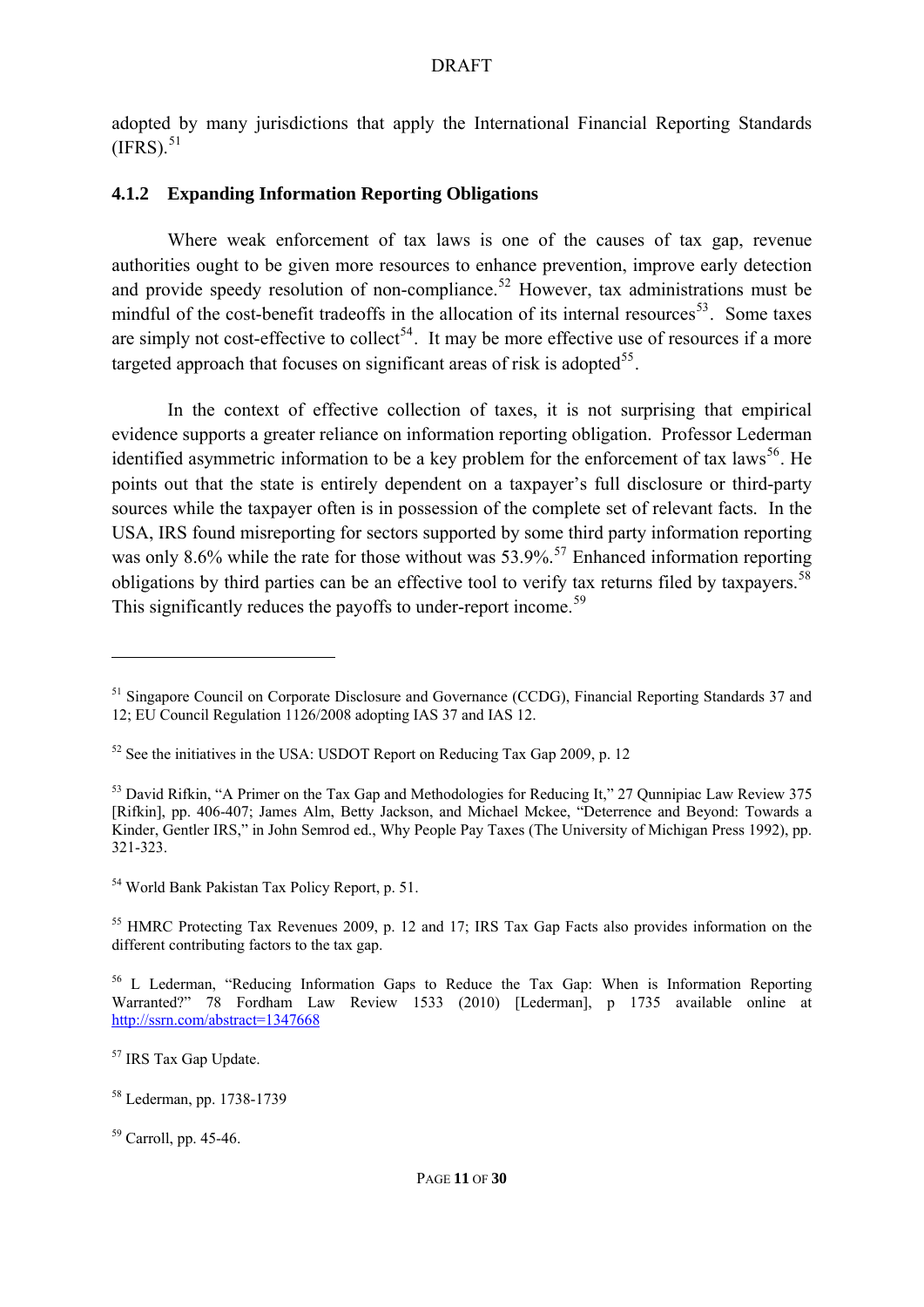adopted by many jurisdictions that apply the International Financial Reporting Standards (IFRS).[51]

### 4.1.2 Expanding Information Reporting Obligations

Where weak enforcement of tax laws is one of the causes of tax gap, revenue authorities ought to be given more resources to enhance prevention, improve early detection and provide speedy resolution of non-compliance.[52] However, tax administrations must be mindful of the cost-benefit tradeoffs in the allocation of its internal resources[53]. Some taxes are simply not cost-effective to collect[54]. It may be more effective use of resources if a more targeted approach that focuses on significant areas of risk is adopted[55].

In the context of effective collection of taxes, it is not surprising that empirical evidence supports a greater reliance on information reporting obligation. Professor Lederman identified asymmetric information to be a key problem for the enforcement of tax laws[56]. He points out that the state is entirely dependent on a taxpayer's full disclosure or third-party sources while the taxpayer often is in possession of the complete set of relevant facts. In the USA, IRS found misreporting for sectors supported by some third party information reporting was only 8.6% while the rate for those without was 53.9%.[57] Enhanced information reporting obligations by third parties can be an effective tool to verify tax returns filed by taxpayers.[58] This significantly reduces the payoffs to under-report income.[59]

---

[51] Singapore Council on Corporate Disclosure and Governance (CCDG), Financial Reporting Standards 37 and 12; EU Council Regulation 1126/2008 adopting IAS 37 and IAS 12.

[52] See the initiatives in the USA: USDOT Report on Reducing Tax Gap 2009, p. 12

[53] David Rifkin, "A Primer on the Tax Gap and Methodologies for Reducing It," 27 Qunnipiac Law Review 375 [Rifkin], pp. 406-407; James Alm, Betty Jackson, and Michael Mckee, "Deterrence and Beyond: Towards a Kinder, Gentler IRS," in John Semrod ed., Why People Pay Taxes (The University of Michigan Press 1992), pp. 321-323.

[54] World Bank Pakistan Tax Policy Report, p. 51.

[55] HMRC Protecting Tax Revenues 2009, p. 12 and 17; IRS Tax Gap Facts also provides information on the different contributing factors to the tax gap.

[56] L Lederman, "Reducing Information Gaps to Reduce the Tax Gap: When is Information Reporting Warranted?" 78 Fordham Law Review 1533 (2010) [Lederman], p 1735 available online at http://ssrn.com/abstract=1347668

[57] IRS Tax Gap Update.

[58] Lederman, pp. 1738-1739

[59] Carroll, pp. 45-46.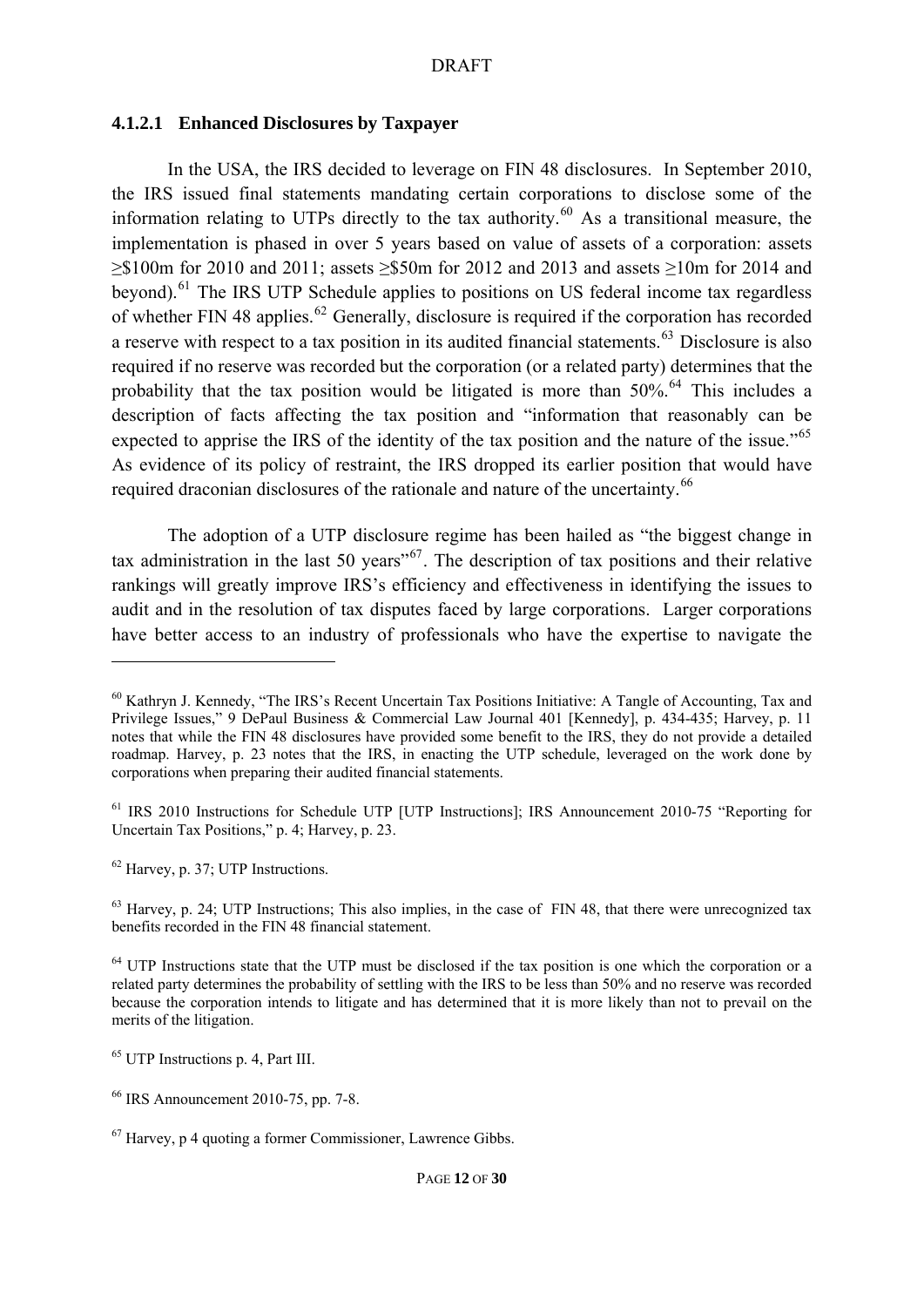### 4.1.2.1 Enhanced Disclosures by Taxpayer

In the USA, the IRS decided to leverage on FIN 48 disclosures. In September 2010, the IRS issued final statements mandating certain corporations to disclose some of the information relating to UTPs directly to the tax authority.[60] As a transitional measure, the implementation is phased in over 5 years based on value of assets of a corporation: assets ≥\$100m for 2010 and 2011; assets ≥\$50m for 2012 and 2013 and assets ≥10m for 2014 and beyond).[61] The IRS UTP Schedule applies to positions on US federal income tax regardless of whether FIN 48 applies.[62] Generally, disclosure is required if the corporation has recorded a reserve with respect to a tax position in its audited financial statements.[63] Disclosure is also required if no reserve was recorded but the corporation (or a related party) determines that the probability that the tax position would be litigated is more than 50%.[64] This includes a description of facts affecting the tax position and "information that reasonably can be expected to apprise the IRS of the identity of the tax position and the nature of the issue."[65] As evidence of its policy of restraint, the IRS dropped its earlier position that would have required draconian disclosures of the rationale and nature of the uncertainty.[66]

The adoption of a UTP disclosure regime has been hailed as "the biggest change in tax administration in the last 50 years"[67]. The description of tax positions and their relative rankings will greatly improve IRS's efficiency and effectiveness in identifying the issues to audit and in the resolution of tax disputes faced by large corporations. Larger corporations have better access to an industry of professionals who have the expertise to navigate the

---

[60] Kathryn J. Kennedy, "The IRS's Recent Uncertain Tax Positions Initiative: A Tangle of Accounting, Tax and Privilege Issues," 9 DePaul Business & Commercial Law Journal 401 [Kennedy], p. 434-435; Harvey, p. 11 notes that while the FIN 48 disclosures have provided some benefit to the IRS, they do not provide a detailed roadmap. Harvey, p. 23 notes that the IRS, in enacting the UTP schedule, leveraged on the work done by corporations when preparing their audited financial statements.

[61] IRS 2010 Instructions for Schedule UTP [UTP Instructions]; IRS Announcement 2010-75 "Reporting for Uncertain Tax Positions," p. 4; Harvey, p. 23.

[62] Harvey, p. 37; UTP Instructions.

[63] Harvey, p. 24; UTP Instructions; This also implies, in the case of FIN 48, that there were unrecognized tax benefits recorded in the FIN 48 financial statement.

[64] UTP Instructions state that the UTP must be disclosed if the tax position is one which the corporation or a related party determines the probability of settling with the IRS to be less than 50% and no reserve was recorded because the corporation intends to litigate and has determined that it is more likely than not to prevail on the merits of the litigation.

[65] UTP Instructions p. 4, Part III.

[66] IRS Announcement 2010-75, pp. 7-8.

[67] Harvey, p 4 quoting a former Commissioner, Lawrence Gibbs.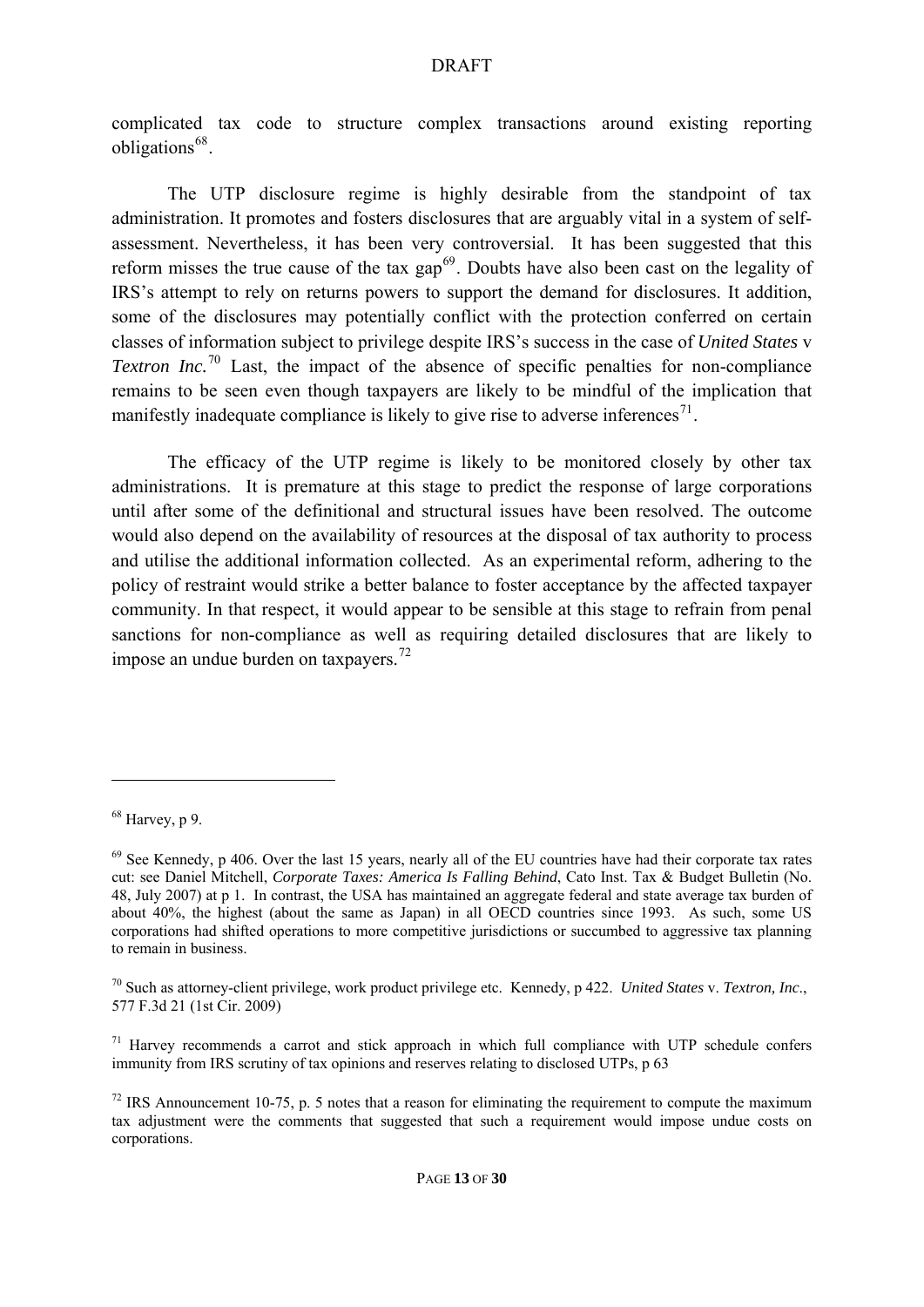complicated tax code to structure complex transactions around existing reporting obligations[68].

The UTP disclosure regime is highly desirable from the standpoint of tax administration. It promotes and fosters disclosures that are arguably vital in a system of self-assessment. Nevertheless, it has been very controversial. It has been suggested that this reform misses the true cause of the tax gap[69]. Doubts have also been cast on the legality of IRS's attempt to rely on returns powers to support the demand for disclosures. It addition, some of the disclosures may potentially conflict with the protection conferred on certain classes of information subject to privilege despite IRS's success in the case of *United States* v *Textron Inc.*[70] Last, the impact of the absence of specific penalties for non-compliance remains to be seen even though taxpayers are likely to be mindful of the implication that manifestly inadequate compliance is likely to give rise to adverse inferences[71].

The efficacy of the UTP regime is likely to be monitored closely by other tax administrations. It is premature at this stage to predict the response of large corporations until after some of the definitional and structural issues have been resolved. The outcome would also depend on the availability of resources at the disposal of tax authority to process and utilise the additional information collected. As an experimental reform, adhering to the policy of restraint would strike a better balance to foster acceptance by the affected taxpayer community. In that respect, it would appear to be sensible at this stage to refrain from penal sanctions for non-compliance as well as requiring detailed disclosures that are likely to impose an undue burden on taxpayers.[72]

---

[68] Harvey, p 9.

[69] See Kennedy, p 406. Over the last 15 years, nearly all of the EU countries have had their corporate tax rates cut: see Daniel Mitchell, *Corporate Taxes: America Is Falling Behind*, Cato Inst. Tax & Budget Bulletin (No. 48, July 2007) at p 1. In contrast, the USA has maintained an aggregate federal and state average tax burden of about 40%, the highest (about the same as Japan) in all OECD countries since 1993. As such, some US corporations had shifted operations to more competitive jurisdictions or succumbed to aggressive tax planning to remain in business.

[70] Such as attorney-client privilege, work product privilege etc. Kennedy, p 422. *United States* v. *Textron, Inc*., 577 F.3d 21 (1st Cir. 2009)

[71] Harvey recommends a carrot and stick approach in which full compliance with UTP schedule confers immunity from IRS scrutiny of tax opinions and reserves relating to disclosed UTPs, p 63

[72] IRS Announcement 10-75, p. 5 notes that a reason for eliminating the requirement to compute the maximum tax adjustment were the comments that suggested that such a requirement would impose undue costs on corporations.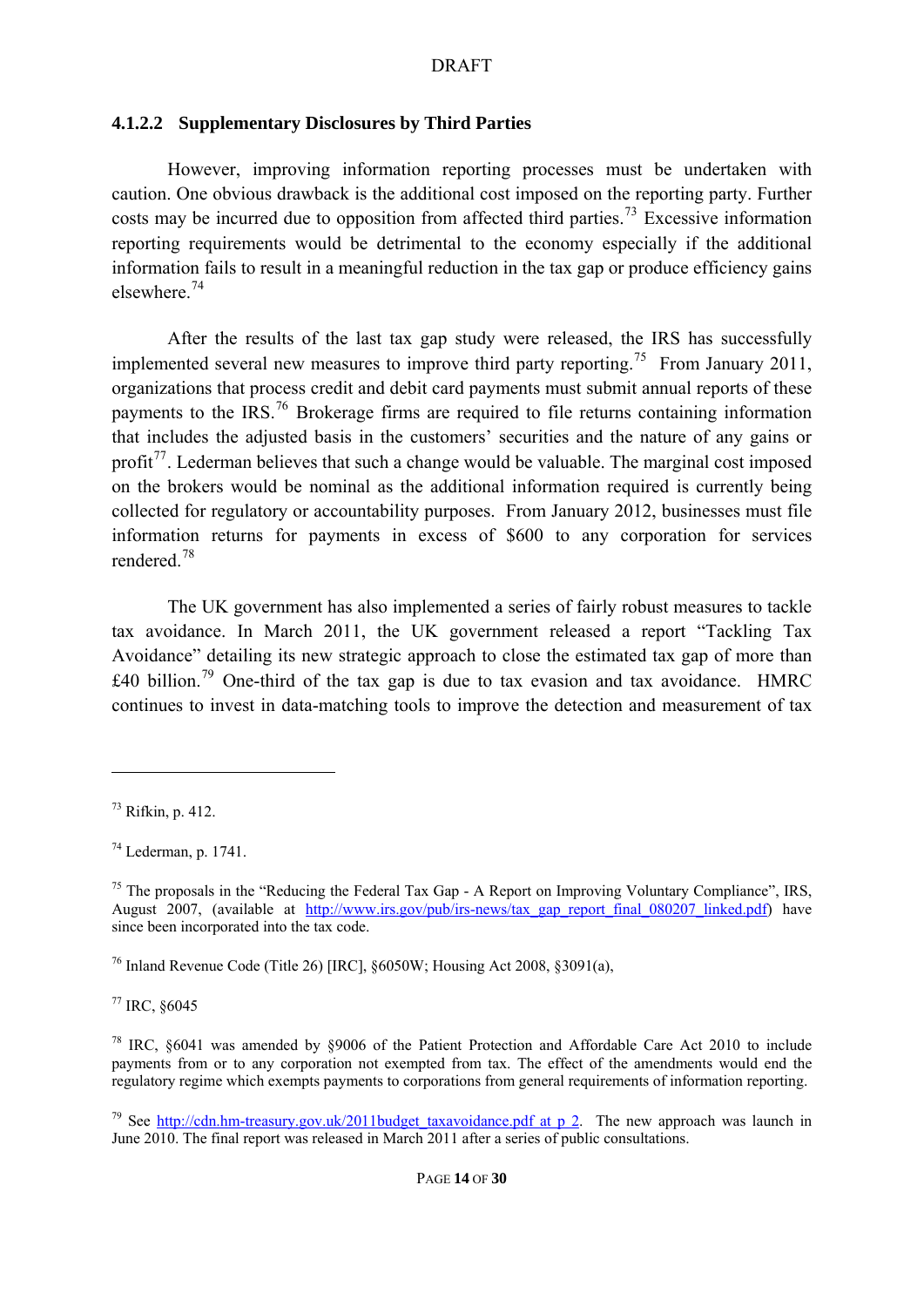#### 4.1.2.2 Supplementary Disclosures by Third Parties

However, improving information reporting processes must be undertaken with caution. One obvious drawback is the additional cost imposed on the reporting party. Further costs may be incurred due to opposition from affected third parties.[73] Excessive information reporting requirements would be detrimental to the economy especially if the additional information fails to result in a meaningful reduction in the tax gap or produce efficiency gains elsewhere.[74]

After the results of the last tax gap study were released, the IRS has successfully implemented several new measures to improve third party reporting.[75] From January 2011, organizations that process credit and debit card payments must submit annual reports of these payments to the IRS.[76] Brokerage firms are required to file returns containing information that includes the adjusted basis in the customers' securities and the nature of any gains or profit[77]. Lederman believes that such a change would be valuable. The marginal cost imposed on the brokers would be nominal as the additional information required is currently being collected for regulatory or accountability purposes. From January 2012, businesses must file information returns for payments in excess of $600 to any corporation for services rendered.[78]

The UK government has also implemented a series of fairly robust measures to tackle tax avoidance. In March 2011, the UK government released a report "Tackling Tax Avoidance" detailing its new strategic approach to close the estimated tax gap of more than £40 billion.[79] One-third of the tax gap is due to tax evasion and tax avoidance. HMRC continues to invest in data-matching tools to improve the detection and measurement of tax

---

[73] Rifkin, p. 412.

[74] Lederman, p. 1741.

[75] The proposals in the "Reducing the Federal Tax Gap - A Report on Improving Voluntary Compliance", IRS, August 2007, (available at http://www.irs.gov/pub/irs-news/tax_gap_report_final_080207_linked.pdf) have since been incorporated into the tax code.

[76] Inland Revenue Code (Title 26) [IRC], §6050W; Housing Act 2008, §3091(a),

[77] IRC, §6045

[78] IRC, §6041 was amended by §9006 of the Patient Protection and Affordable Care Act 2010 to include payments from or to any corporation not exempted from tax. The effect of the amendments would end the regulatory regime which exempts payments to corporations from general requirements of information reporting.

[79] See http://cdn.hm-treasury.gov.uk/2011budget_taxavoidance.pdf at p 2. The new approach was launch in June 2010. The final report was released in March 2011 after a series of public consultations.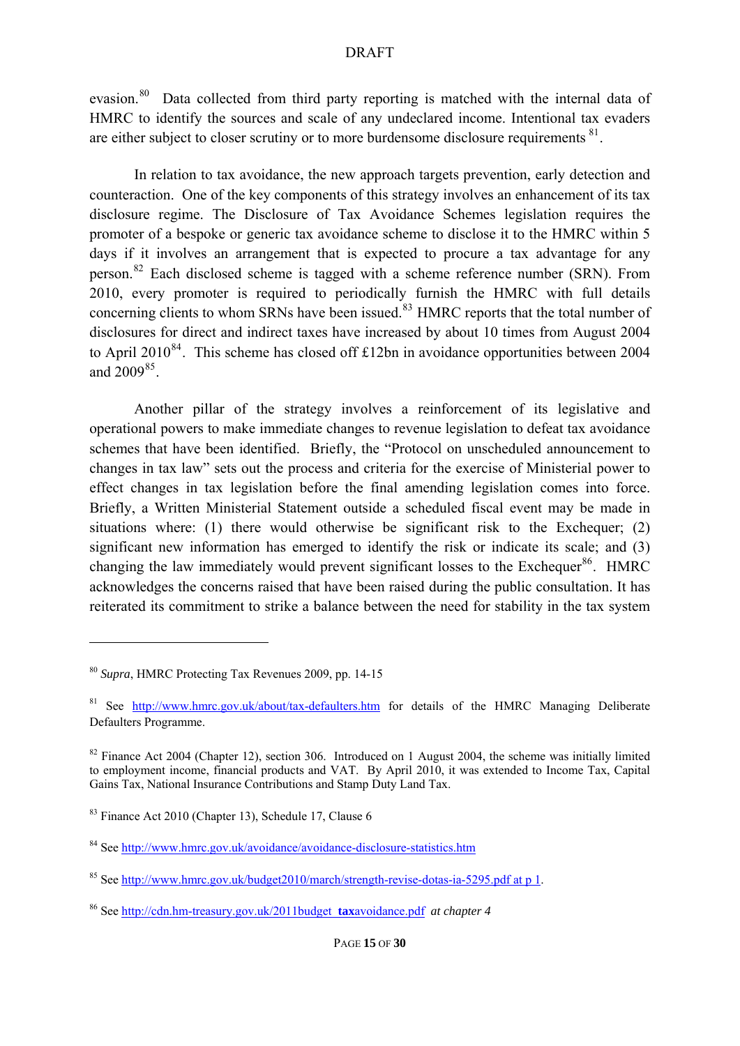evasion.[80] Data collected from third party reporting is matched with the internal data of HMRC to identify the sources and scale of any undeclared income. Intentional tax evaders are either subject to closer scrutiny or to more burdensome disclosure requirements [81].

In relation to tax avoidance, the new approach targets prevention, early detection and counteraction. One of the key components of this strategy involves an enhancement of its tax disclosure regime. The Disclosure of Tax Avoidance Schemes legislation requires the promoter of a bespoke or generic tax avoidance scheme to disclose it to the HMRC within 5 days if it involves an arrangement that is expected to procure a tax advantage for any person.[82] Each disclosed scheme is tagged with a scheme reference number (SRN). From 2010, every promoter is required to periodically furnish the HMRC with full details concerning clients to whom SRNs have been issued.[83] HMRC reports that the total number of disclosures for direct and indirect taxes have increased by about 10 times from August 2004 to April 2010[84]. This scheme has closed off £12bn in avoidance opportunities between 2004 and 2009[85].

Another pillar of the strategy involves a reinforcement of its legislative and operational powers to make immediate changes to revenue legislation to defeat tax avoidance schemes that have been identified. Briefly, the "Protocol on unscheduled announcement to changes in tax law" sets out the process and criteria for the exercise of Ministerial power to effect changes in tax legislation before the final amending legislation comes into force. Briefly, a Written Ministerial Statement outside a scheduled fiscal event may be made in situations where: (1) there would otherwise be significant risk to the Exchequer; (2) significant new information has emerged to identify the risk or indicate its scale; and (3) changing the law immediately would prevent significant losses to the Exchequer[86]. HMRC acknowledges the concerns raised that have been raised during the public consultation. It has reiterated its commitment to strike a balance between the need for stability in the tax system

---

[80] *Supra*, HMRC Protecting Tax Revenues 2009, pp. 14-15

[81] See http://www.hmrc.gov.uk/about/tax-defaulters.htm for details of the HMRC Managing Deliberate Defaulters Programme.

[82] Finance Act 2004 (Chapter 12), section 306. Introduced on 1 August 2004, the scheme was initially limited to employment income, financial products and VAT. By April 2010, it was extended to Income Tax, Capital Gains Tax, National Insurance Contributions and Stamp Duty Land Tax.

[83] Finance Act 2010 (Chapter 13), Schedule 17, Clause 6

[84] See http://www.hmrc.gov.uk/avoidance/avoidance-disclosure-statistics.htm

[85] See http://www.hmrc.gov.uk/budget2010/march/strength-revise-dotas-ia-5295.pdf at p 1.

[86] See http://cdn.hm-treasury.gov.uk/2011budget_**tax**avoidance.pdf *at chapter 4*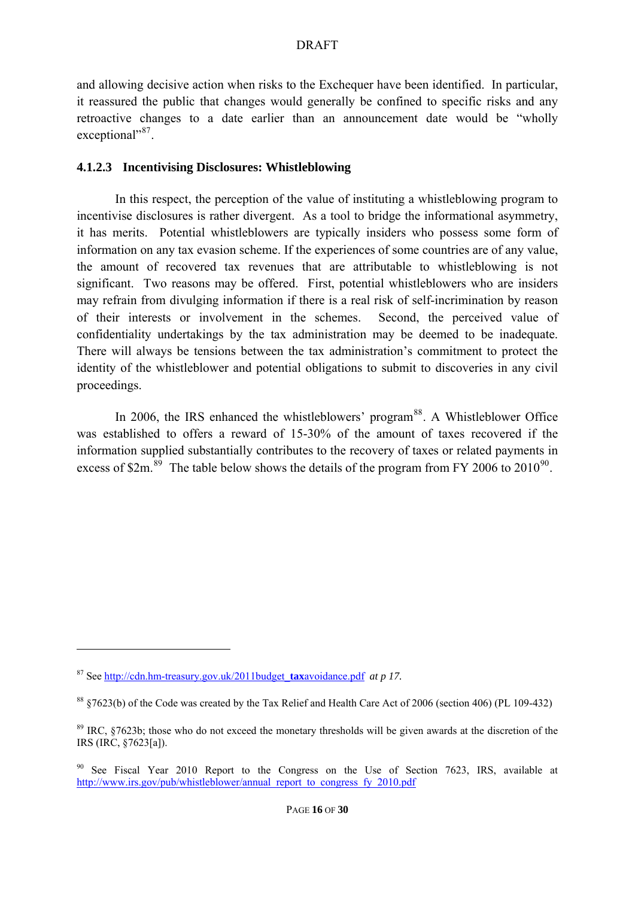and allowing decisive action when risks to the Exchequer have been identified. In particular, it reassured the public that changes would generally be confined to specific risks and any retroactive changes to a date earlier than an announcement date would be "wholly exceptional"[87].

#### 4.1.2.3 Incentivising Disclosures: Whistleblowing

In this respect, the perception of the value of instituting a whistleblowing program to incentivise disclosures is rather divergent. As a tool to bridge the informational asymmetry, it has merits. Potential whistleblowers are typically insiders who possess some form of information on any tax evasion scheme. If the experiences of some countries are of any value, the amount of recovered tax revenues that are attributable to whistleblowing is not significant. Two reasons may be offered. First, potential whistleblowers who are insiders may refrain from divulging information if there is a real risk of self-incrimination by reason of their interests or involvement in the schemes. Second, the perceived value of confidentiality undertakings by the tax administration may be deemed to be inadequate. There will always be tensions between the tax administration's commitment to protect the identity of the whistleblower and potential obligations to submit to discoveries in any civil proceedings.

In 2006, the IRS enhanced the whistleblowers' program[88]. A Whistleblower Office was established to offers a reward of 15-30% of the amount of taxes recovered if the information supplied substantially contributes to the recovery of taxes or related payments in excess of $2m.[89] The table below shows the details of the program from FY 2006 to 2010[90].

---

[87] See http://cdn.hm-treasury.gov.uk/2011budget_**tax**avoidance.pdf *at p 17.*

[88] §7623(b) of the Code was created by the Tax Relief and Health Care Act of 2006 (section 406) (PL 109-432)

[89] IRC, §7623b; those who do not exceed the monetary thresholds will be given awards at the discretion of the IRS (IRC, §7623[a]).

[90] See Fiscal Year 2010 Report to the Congress on the Use of Section 7623, IRS, available at http://www.irs.gov/pub/whistleblower/annual_report_to_congress_fy_2010.pdf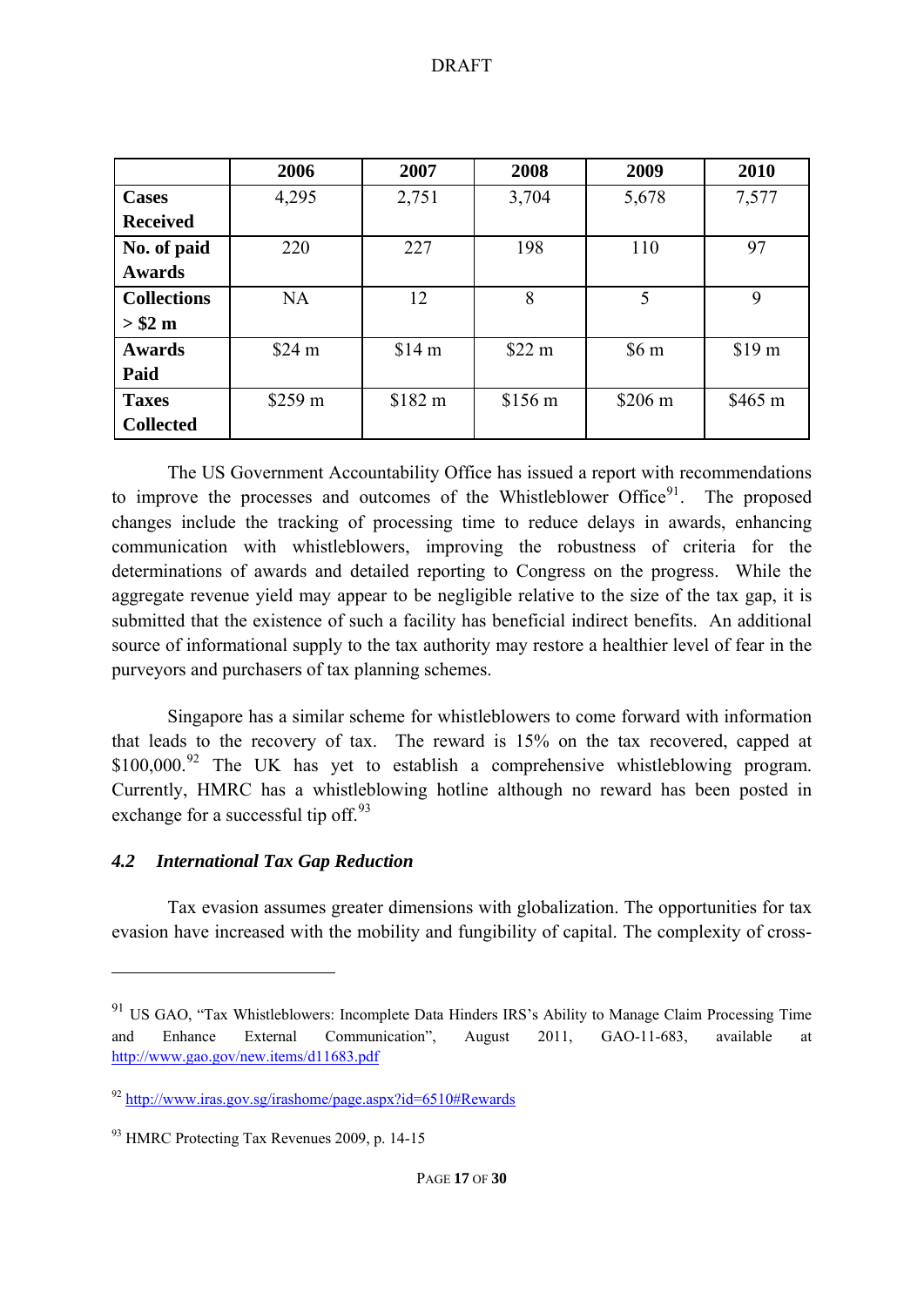| | 2006 | 2007 | 2008 | 2009 | 2010 |
|---|---|---|---|---|---|
| **Cases Received** | 4,295 | 2,751 | 3,704 | 5,678 | 7,577 |
| **No. of paid Awards** | 220 | 227 | 198 | 110 | 97 |
| **Collections > $2 m** | NA | 12 | 8 | 5 | 9 |
| **Awards Paid** | $24 m | $14 m | $22 m | $6 m | $19 m |
| **Taxes Collected** | $259 m | $182 m | $156 m | $206 m | $465 m |

The US Government Accountability Office has issued a report with recommendations to improve the processes and outcomes of the Whistleblower Office[91]. The proposed changes include the tracking of processing time to reduce delays in awards, enhancing communication with whistleblowers, improving the robustness of criteria for the determinations of awards and detailed reporting to Congress on the progress. While the aggregate revenue yield may appear to be negligible relative to the size of the tax gap, it is submitted that the existence of such a facility has beneficial indirect benefits. An additional source of informational supply to the tax authority may restore a healthier level of fear in the purveyors and purchasers of tax planning schemes.

Singapore has a similar scheme for whistleblowers to come forward with information that leads to the recovery of tax. The reward is 15% on the tax recovered, capped at $100,000.[92] The UK has yet to establish a comprehensive whistleblowing program. Currently, HMRC has a whistleblowing hotline although no reward has been posted in exchange for a successful tip off.[93]

### *4.2 International Tax Gap Reduction*

Tax evasion assumes greater dimensions with globalization. The opportunities for tax evasion have increased with the mobility and fungibility of capital. The complexity of cross-

---

[91] US GAO, "Tax Whistleblowers: Incomplete Data Hinders IRS's Ability to Manage Claim Processing Time and Enhance External Communication", August 2011, GAO-11-683, available at http://www.gao.gov/new.items/d11683.pdf

[92] http://www.iras.gov.sg/irashome/page.aspx?id=6510#Rewards

[93] HMRC Protecting Tax Revenues 2009, p. 14-15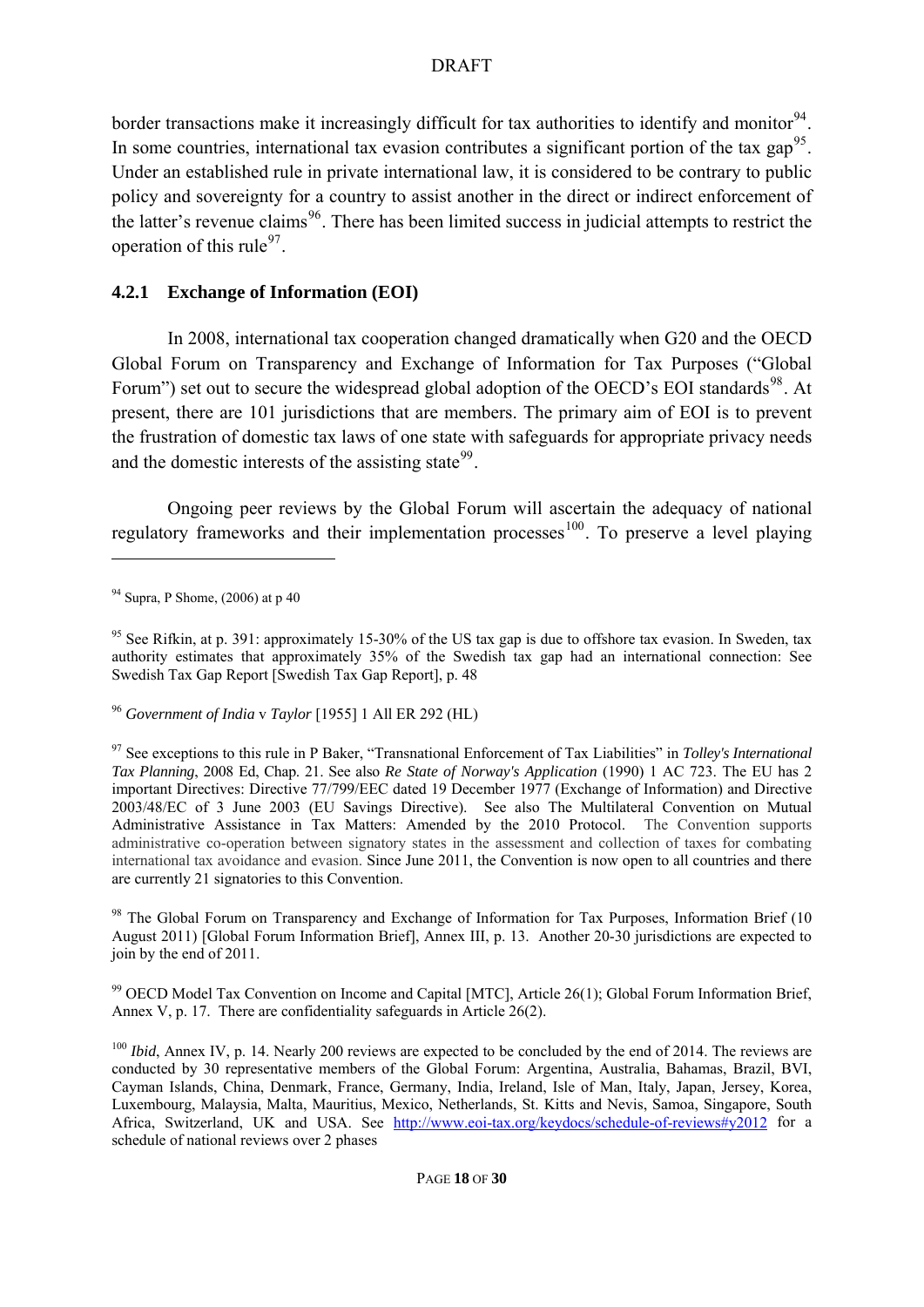border transactions make it increasingly difficult for tax authorities to identify and monitor[94]. In some countries, international tax evasion contributes a significant portion of the tax gap[95]. Under an established rule in private international law, it is considered to be contrary to public policy and sovereignty for a country to assist another in the direct or indirect enforcement of the latter's revenue claims[96]. There has been limited success in judicial attempts to restrict the operation of this rule[97].

### 4.2.1 Exchange of Information (EOI)

In 2008, international tax cooperation changed dramatically when G20 and the OECD Global Forum on Transparency and Exchange of Information for Tax Purposes ("Global Forum") set out to secure the widespread global adoption of the OECD's EOI standards[98]. At present, there are 101 jurisdictions that are members. The primary aim of EOI is to prevent the frustration of domestic tax laws of one state with safeguards for appropriate privacy needs and the domestic interests of the assisting state[99].

Ongoing peer reviews by the Global Forum will ascertain the adequacy of national regulatory frameworks and their implementation processes[100]. To preserve a level playing

---

[94] Supra, P Shome, (2006) at p 40

[95] See Rifkin, at p. 391: approximately 15-30% of the US tax gap is due to offshore tax evasion. In Sweden, tax authority estimates that approximately 35% of the Swedish tax gap had an international connection: See Swedish Tax Gap Report [Swedish Tax Gap Report], p. 48

[96] *Government of India* v *Taylor* [1955] 1 All ER 292 (HL)

[97] See exceptions to this rule in P Baker, "Transnational Enforcement of Tax Liabilities" in *Tolley's International Tax Planning*, 2008 Ed, Chap. 21. See also *Re State of Norway's Application* (1990) 1 AC 723. The EU has 2 important Directives: Directive 77/799/EEC dated 19 December 1977 (Exchange of Information) and Directive 2003/48/EC of 3 June 2003 (EU Savings Directive). See also The Multilateral Convention on Mutual Administrative Assistance in Tax Matters: Amended by the 2010 Protocol. The Convention supports administrative co-operation between signatory states in the assessment and collection of taxes for combating international tax avoidance and evasion. Since June 2011, the Convention is now open to all countries and there are currently 21 signatories to this Convention.

[98] The Global Forum on Transparency and Exchange of Information for Tax Purposes, Information Brief (10 August 2011) [Global Forum Information Brief], Annex III, p. 13. Another 20-30 jurisdictions are expected to join by the end of 2011.

[99] OECD Model Tax Convention on Income and Capital [MTC], Article 26(1); Global Forum Information Brief, Annex V, p. 17. There are confidentiality safeguards in Article 26(2).

[100] *Ibid*, Annex IV, p. 14. Nearly 200 reviews are expected to be concluded by the end of 2014. The reviews are conducted by 30 representative members of the Global Forum: Argentina, Australia, Bahamas, Brazil, BVI, Cayman Islands, China, Denmark, France, Germany, India, Ireland, Isle of Man, Italy, Japan, Jersey, Korea, Luxembourg, Malaysia, Malta, Mauritius, Mexico, Netherlands, St. Kitts and Nevis, Samoa, Singapore, South Africa, Switzerland, UK and USA. See http://www.eoi-tax.org/keydocs/schedule-of-reviews#y2012 for a schedule of national reviews over 2 phases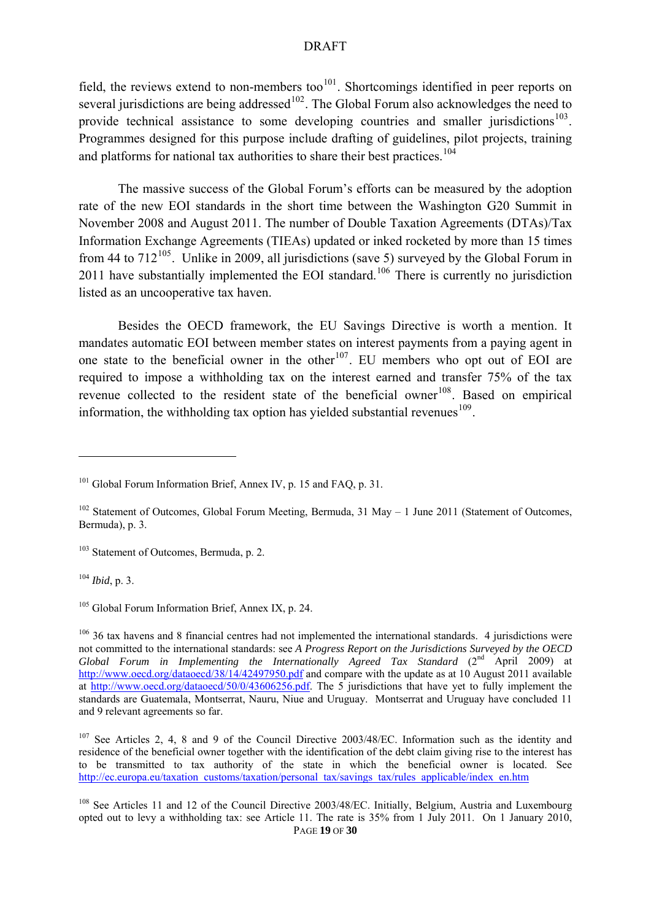field, the reviews extend to non-members too[101]. Shortcomings identified in peer reports on several jurisdictions are being addressed[102]. The Global Forum also acknowledges the need to provide technical assistance to some developing countries and smaller jurisdictions[103]. Programmes designed for this purpose include drafting of guidelines, pilot projects, training and platforms for national tax authorities to share their best practices.[104]

The massive success of the Global Forum's efforts can be measured by the adoption rate of the new EOI standards in the short time between the Washington G20 Summit in November 2008 and August 2011. The number of Double Taxation Agreements (DTAs)/Tax Information Exchange Agreements (TIEAs) updated or inked rocketed by more than 15 times from 44 to 712[105]. Unlike in 2009, all jurisdictions (save 5) surveyed by the Global Forum in 2011 have substantially implemented the EOI standard.[106] There is currently no jurisdiction listed as an uncooperative tax haven.

Besides the OECD framework, the EU Savings Directive is worth a mention. It mandates automatic EOI between member states on interest payments from a paying agent in one state to the beneficial owner in the other[107]. EU members who opt out of EOI are required to impose a withholding tax on the interest earned and transfer 75% of the tax revenue collected to the resident state of the beneficial owner[108]. Based on empirical information, the withholding tax option has yielded substantial revenues[109].

---

[101] Global Forum Information Brief, Annex IV, p. 15 and FAQ, p. 31.

[102] Statement of Outcomes, Global Forum Meeting, Bermuda, 31 May – 1 June 2011 (Statement of Outcomes, Bermuda), p. 3.

[103] Statement of Outcomes, Bermuda, p. 2.

[104] *Ibid*, p. 3.

[105] Global Forum Information Brief, Annex IX, p. 24.

[106] 36 tax havens and 8 financial centres had not implemented the international standards. 4 jurisdictions were not committed to the international standards: see *A Progress Report on the Jurisdictions Surveyed by the OECD Global Forum in Implementing the Internationally Agreed Tax Standard* (2nd April 2009) at http://www.oecd.org/dataoecd/38/14/42497950.pdf and compare with the update as at 10 August 2011 available at http://www.oecd.org/dataoecd/50/0/43606256.pdf. The 5 jurisdictions that have yet to fully implement the standards are Guatemala, Montserrat, Nauru, Niue and Uruguay. Montserrat and Uruguay have concluded 11 and 9 relevant agreements so far.

[107] See Articles 2, 4, 8 and 9 of the Council Directive 2003/48/EC. Information such as the identity and residence of the beneficial owner together with the identification of the debt claim giving rise to the interest has to be transmitted to tax authority of the state in which the beneficial owner is located. See http://ec.europa.eu/taxation_customs/taxation/personal_tax/savings_tax/rules_applicable/index_en.htm

[108] See Articles 11 and 12 of the Council Directive 2003/48/EC. Initially, Belgium, Austria and Luxembourg opted out to levy a withholding tax: see Article 11. The rate is 35% from 1 July 2011. On 1 January 2010,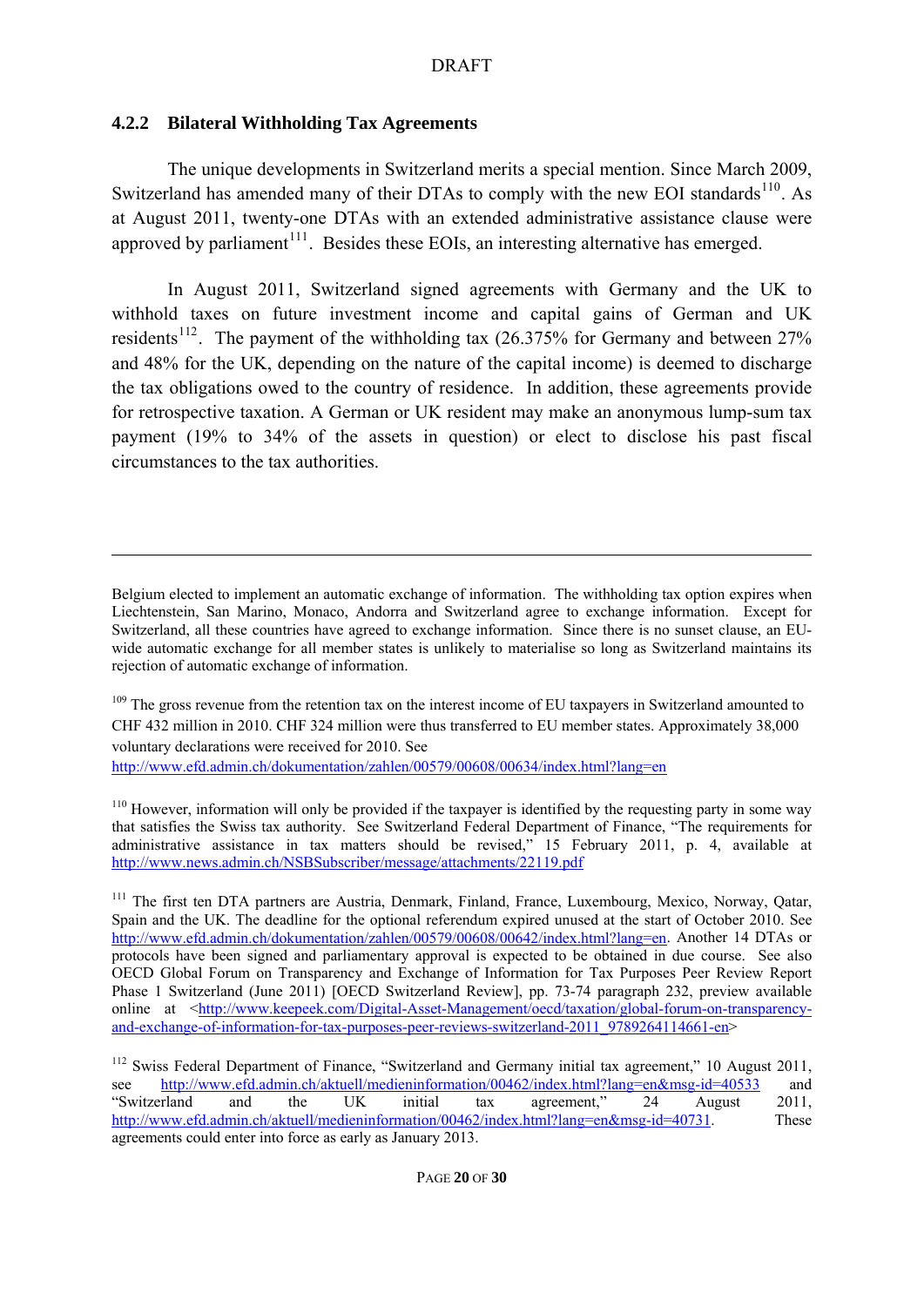### 4.2.2 Bilateral Withholding Tax Agreements

The unique developments in Switzerland merits a special mention. Since March 2009, Switzerland has amended many of their DTAs to comply with the new EOI standards[110]. As at August 2011, twenty-one DTAs with an extended administrative assistance clause were approved by parliament[111]. Besides these EOIs, an interesting alternative has emerged.

In August 2011, Switzerland signed agreements with Germany and the UK to withhold taxes on future investment income and capital gains of German and UK residents[112]. The payment of the withholding tax (26.375% for Germany and between 27% and 48% for the UK, depending on the nature of the capital income) is deemed to discharge the tax obligations owed to the country of residence. In addition, these agreements provide for retrospective taxation. A German or UK resident may make an anonymous lump-sum tax payment (19% to 34% of the assets in question) or elect to disclose his past fiscal circumstances to the tax authorities.

---

Belgium elected to implement an automatic exchange of information. The withholding tax option expires when Liechtenstein, San Marino, Monaco, Andorra and Switzerland agree to exchange information. Except for Switzerland, all these countries have agreed to exchange information. Since there is no sunset clause, an EU-wide automatic exchange for all member states is unlikely to materialise so long as Switzerland maintains its rejection of automatic exchange of information.

[109] The gross revenue from the retention tax on the interest income of EU taxpayers in Switzerland amounted to CHF 432 million in 2010. CHF 324 million were thus transferred to EU member states. Approximately 38,000 voluntary declarations were received for 2010. See http://www.efd.admin.ch/dokumentation/zahlen/00579/00608/00634/index.html?lang=en

[110] However, information will only be provided if the taxpayer is identified by the requesting party in some way that satisfies the Swiss tax authority. See Switzerland Federal Department of Finance, "The requirements for administrative assistance in tax matters should be revised," 15 February 2011, p. 4, available at http://www.news.admin.ch/NSBSubscriber/message/attachments/22119.pdf

[111] The first ten DTA partners are Austria, Denmark, Finland, France, Luxembourg, Mexico, Norway, Qatar, Spain and the UK. The deadline for the optional referendum expired unused at the start of October 2010. See http://www.efd.admin.ch/dokumentation/zahlen/00579/00608/00642/index.html?lang=en. Another 14 DTAs or protocols have been signed and parliamentary approval is expected to be obtained in due course. See also OECD Global Forum on Transparency and Exchange of Information for Tax Purposes Peer Review Report Phase 1 Switzerland (June 2011) [OECD Switzerland Review], pp. 73-74 paragraph 232, preview available online at <http://www.keepeek.com/Digital-Asset-Management/oecd/taxation/global-forum-on-transparency-and-exchange-of-information-for-tax-purposes-peer-reviews-switzerland-2011_9789264114661-en>

[112] Swiss Federal Department of Finance, "Switzerland and Germany initial tax agreement," 10 August 2011, see http://www.efd.admin.ch/aktuell/medieninformation/00462/index.html?lang=en&msg-id=40533 and "Switzerland and the UK initial tax agreement," 24 August 2011, http://www.efd.admin.ch/aktuell/medieninformation/00462/index.html?lang=en&msg-id=40731. These agreements could enter into force as early as January 2013.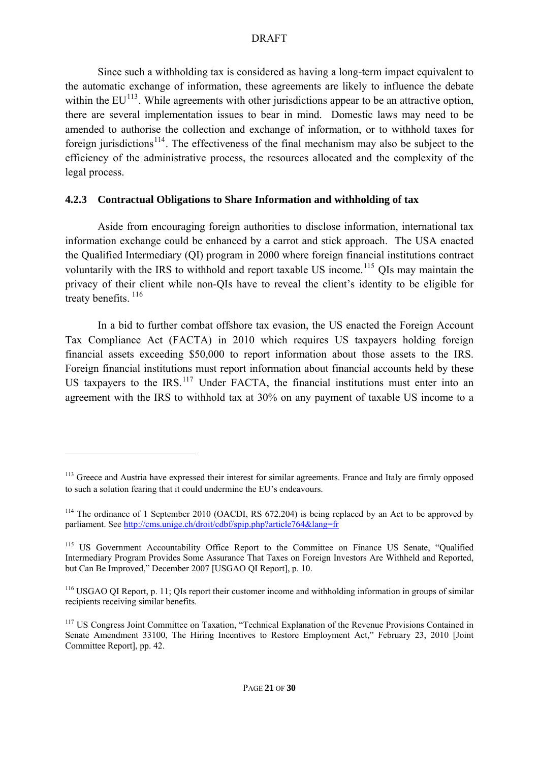Since such a withholding tax is considered as having a long-term impact equivalent to the automatic exchange of information, these agreements are likely to influence the debate within the EU[113]. While agreements with other jurisdictions appear to be an attractive option, there are several implementation issues to bear in mind. Domestic laws may need to be amended to authorise the collection and exchange of information, or to withhold taxes for foreign jurisdictions[114]. The effectiveness of the final mechanism may also be subject to the efficiency of the administrative process, the resources allocated and the complexity of the legal process.

### 4.2.3 Contractual Obligations to Share Information and withholding of tax

Aside from encouraging foreign authorities to disclose information, international tax information exchange could be enhanced by a carrot and stick approach. The USA enacted the Qualified Intermediary (QI) program in 2000 where foreign financial institutions contract voluntarily with the IRS to withhold and report taxable US income.[115] QIs may maintain the privacy of their client while non-QIs have to reveal the client's identity to be eligible for treaty benefits. [116]

In a bid to further combat offshore tax evasion, the US enacted the Foreign Account Tax Compliance Act (FACTA) in 2010 which requires US taxpayers holding foreign financial assets exceeding $50,000 to report information about those assets to the IRS. Foreign financial institutions must report information about financial accounts held by these US taxpayers to the IRS.[117] Under FACTA, the financial institutions must enter into an agreement with the IRS to withhold tax at 30% on any payment of taxable US income to a

---

[113] Greece and Austria have expressed their interest for similar agreements. France and Italy are firmly opposed to such a solution fearing that it could undermine the EU's endeavours.

[114] The ordinance of 1 September 2010 (OACDI, RS 672.204) is being replaced by an Act to be approved by parliament. See http://cms.unige.ch/droit/cdbf/spip.php?article764&lang=fr

[115] US Government Accountability Office Report to the Committee on Finance US Senate, "Qualified Intermediary Program Provides Some Assurance That Taxes on Foreign Investors Are Withheld and Reported, but Can Be Improved," December 2007 [USGAO QI Report], p. 10.

[116] USGAO QI Report, p. 11; QIs report their customer income and withholding information in groups of similar recipients receiving similar benefits.

[117] US Congress Joint Committee on Taxation, "Technical Explanation of the Revenue Provisions Contained in Senate Amendment 33100, The Hiring Incentives to Restore Employment Act," February 23, 2010 [Joint Committee Report], pp. 42.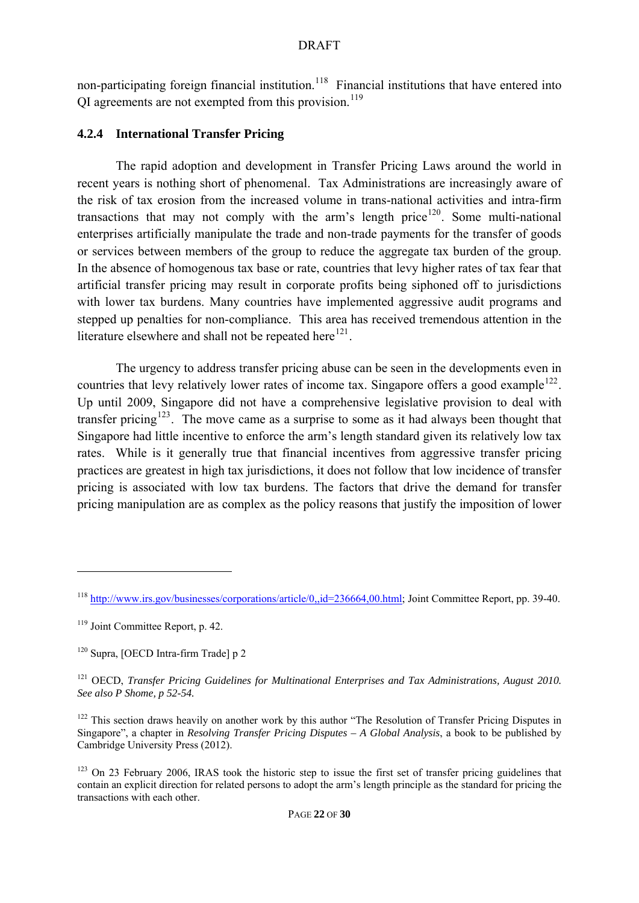non-participating foreign financial institution.[118] Financial institutions that have entered into QI agreements are not exempted from this provision.[119]

### 4.2.4 International Transfer Pricing

The rapid adoption and development in Transfer Pricing Laws around the world in recent years is nothing short of phenomenal. Tax Administrations are increasingly aware of the risk of tax erosion from the increased volume in trans-national activities and intra-firm transactions that may not comply with the arm's length price[120]. Some multi-national enterprises artificially manipulate the trade and non-trade payments for the transfer of goods or services between members of the group to reduce the aggregate tax burden of the group. In the absence of homogenous tax base or rate, countries that levy higher rates of tax fear that artificial transfer pricing may result in corporate profits being siphoned off to jurisdictions with lower tax burdens. Many countries have implemented aggressive audit programs and stepped up penalties for non-compliance. This area has received tremendous attention in the literature elsewhere and shall not be repeated here[121].

The urgency to address transfer pricing abuse can be seen in the developments even in countries that levy relatively lower rates of income tax. Singapore offers a good example[122]. Up until 2009, Singapore did not have a comprehensive legislative provision to deal with transfer pricing[123]. The move came as a surprise to some as it had always been thought that Singapore had little incentive to enforce the arm's length standard given its relatively low tax rates. While is it generally true that financial incentives from aggressive transfer pricing practices are greatest in high tax jurisdictions, it does not follow that low incidence of transfer pricing is associated with low tax burdens. The factors that drive the demand for transfer pricing manipulation are as complex as the policy reasons that justify the imposition of lower

---

[118] http://www.irs.gov/businesses/corporations/article/0,,id=236664,00.html; Joint Committee Report, pp. 39-40.

[119] Joint Committee Report, p. 42.

[120] Supra, [OECD Intra-firm Trade] p 2

[121] OECD, *Transfer Pricing Guidelines for Multinational Enterprises and Tax Administrations, August 2010. See also P Shome, p 52-54.*

[122] This section draws heavily on another work by this author "The Resolution of Transfer Pricing Disputes in Singapore", a chapter in *Resolving Transfer Pricing Disputes – A Global Analysis*, a book to be published by Cambridge University Press (2012).

[123] On 23 February 2006, IRAS took the historic step to issue the first set of transfer pricing guidelines that contain an explicit direction for related persons to adopt the arm's length principle as the standard for pricing the transactions with each other.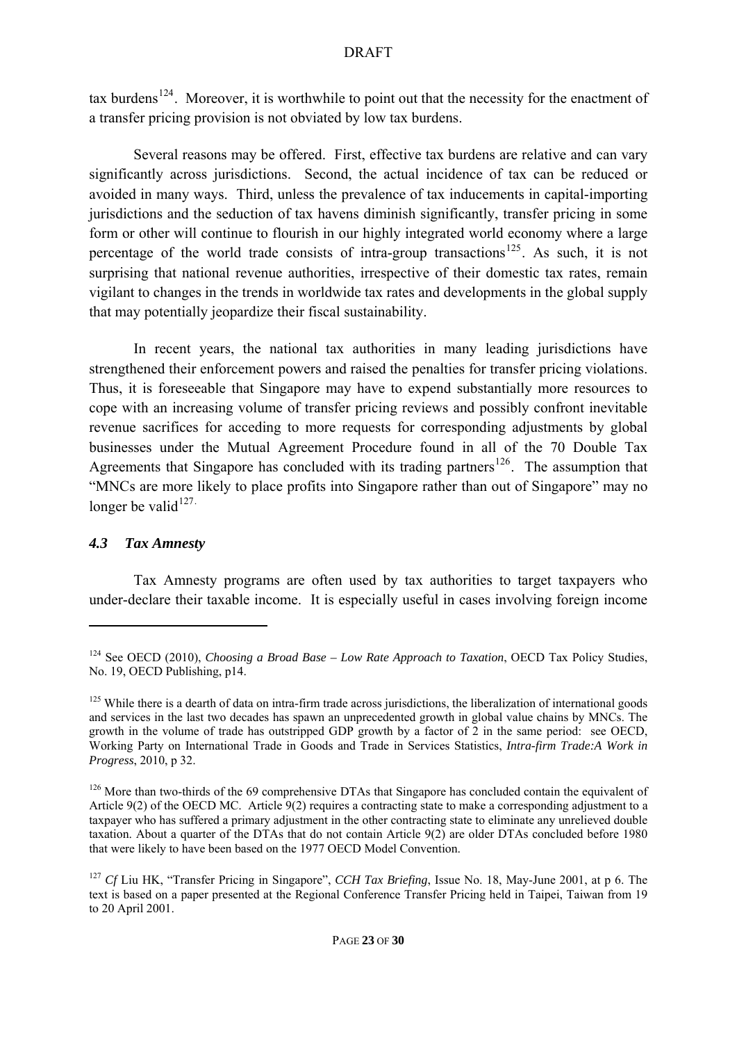tax burdens[124]. Moreover, it is worthwhile to point out that the necessity for the enactment of a transfer pricing provision is not obviated by low tax burdens.

Several reasons may be offered. First, effective tax burdens are relative and can vary significantly across jurisdictions. Second, the actual incidence of tax can be reduced or avoided in many ways. Third, unless the prevalence of tax inducements in capital-importing jurisdictions and the seduction of tax havens diminish significantly, transfer pricing in some form or other will continue to flourish in our highly integrated world economy where a large percentage of the world trade consists of intra-group transactions[125]. As such, it is not surprising that national revenue authorities, irrespective of their domestic tax rates, remain vigilant to changes in the trends in worldwide tax rates and developments in the global supply that may potentially jeopardize their fiscal sustainability.

In recent years, the national tax authorities in many leading jurisdictions have strengthened their enforcement powers and raised the penalties for transfer pricing violations. Thus, it is foreseeable that Singapore may have to expend substantially more resources to cope with an increasing volume of transfer pricing reviews and possibly confront inevitable revenue sacrifices for acceding to more requests for corresponding adjustments by global businesses under the Mutual Agreement Procedure found in all of the 70 Double Tax Agreements that Singapore has concluded with its trading partners[126]. The assumption that "MNCs are more likely to place profits into Singapore rather than out of Singapore" may no longer be valid[127].

### *4.3 Tax Amnesty*

Tax Amnesty programs are often used by tax authorities to target taxpayers who under-declare their taxable income. It is especially useful in cases involving foreign income

---

[124] See OECD (2010), *Choosing a Broad Base – Low Rate Approach to Taxation*, OECD Tax Policy Studies, No. 19, OECD Publishing, p14.

[125] While there is a dearth of data on intra-firm trade across jurisdictions, the liberalization of international goods and services in the last two decades has spawn an unprecedented growth in global value chains by MNCs. The growth in the volume of trade has outstripped GDP growth by a factor of 2 in the same period: see OECD, Working Party on International Trade in Goods and Trade in Services Statistics, *Intra-firm Trade:A Work in Progress*, 2010, p 32.

[126] More than two-thirds of the 69 comprehensive DTAs that Singapore has concluded contain the equivalent of Article 9(2) of the OECD MC. Article 9(2) requires a contracting state to make a corresponding adjustment to a taxpayer who has suffered a primary adjustment in the other contracting state to eliminate any unrelieved double taxation. About a quarter of the DTAs that do not contain Article 9(2) are older DTAs concluded before 1980 that were likely to have been based on the 1977 OECD Model Convention.

[127] *Cf* Liu HK, "Transfer Pricing in Singapore", *CCH Tax Briefing*, Issue No. 18, May-June 2001, at p 6. The text is based on a paper presented at the Regional Conference Transfer Pricing held in Taipei, Taiwan from 19 to 20 April 2001.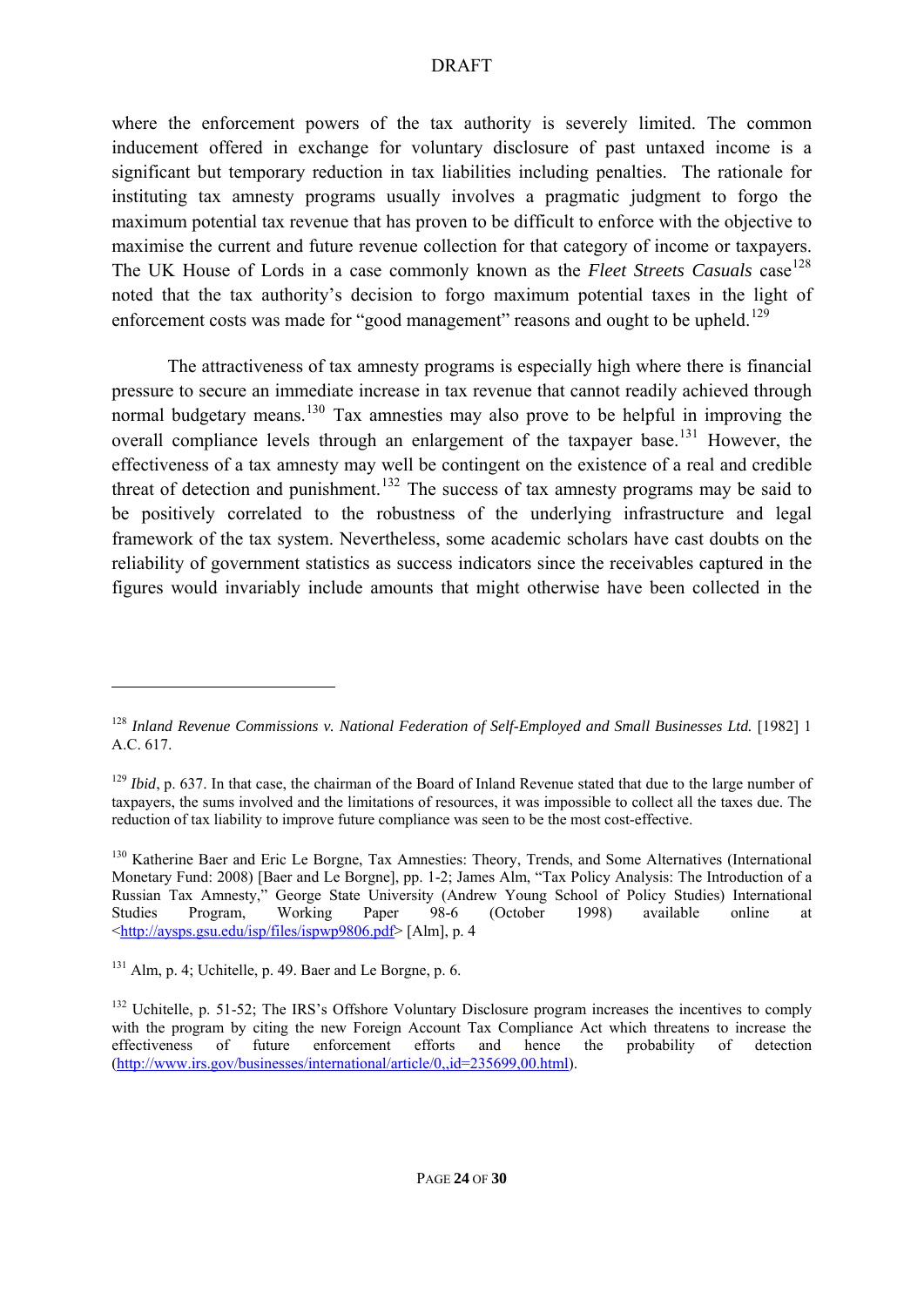where the enforcement powers of the tax authority is severely limited. The common inducement offered in exchange for voluntary disclosure of past untaxed income is a significant but temporary reduction in tax liabilities including penalties. The rationale for instituting tax amnesty programs usually involves a pragmatic judgment to forgo the maximum potential tax revenue that has proven to be difficult to enforce with the objective to maximise the current and future revenue collection for that category of income or taxpayers. The UK House of Lords in a case commonly known as the *Fleet Streets Casuals* case[128] noted that the tax authority's decision to forgo maximum potential taxes in the light of enforcement costs was made for "good management" reasons and ought to be upheld.[129]

The attractiveness of tax amnesty programs is especially high where there is financial pressure to secure an immediate increase in tax revenue that cannot readily achieved through normal budgetary means.[130] Tax amnesties may also prove to be helpful in improving the overall compliance levels through an enlargement of the taxpayer base.[131] However, the effectiveness of a tax amnesty may well be contingent on the existence of a real and credible threat of detection and punishment.[132] The success of tax amnesty programs may be said to be positively correlated to the robustness of the underlying infrastructure and legal framework of the tax system. Nevertheless, some academic scholars have cast doubts on the reliability of government statistics as success indicators since the receivables captured in the figures would invariably include amounts that might otherwise have been collected in the

---

[128] *Inland Revenue Commissions v. National Federation of Self-Employed and Small Businesses Ltd.* [1982] 1 A.C. 617.

[129] *Ibid*, p. 637. In that case, the chairman of the Board of Inland Revenue stated that due to the large number of taxpayers, the sums involved and the limitations of resources, it was impossible to collect all the taxes due. The reduction of tax liability to improve future compliance was seen to be the most cost-effective.

[130] Katherine Baer and Eric Le Borgne, Tax Amnesties: Theory, Trends, and Some Alternatives (International Monetary Fund: 2008) [Baer and Le Borgne], pp. 1-2; James Alm, "Tax Policy Analysis: The Introduction of a Russian Tax Amnesty," George State University (Andrew Young School of Policy Studies) International Studies Program, Working Paper 98-6 (October 1998) available online at <http://aysps.gsu.edu/isp/files/ispwp9806.pdf> [Alm], p. 4

[131] Alm, p. 4; Uchitelle, p. 49. Baer and Le Borgne, p. 6.

[132] Uchitelle, p. 51-52; The IRS's Offshore Voluntary Disclosure program increases the incentives to comply with the program by citing the new Foreign Account Tax Compliance Act which threatens to increase the effectiveness of future enforcement efforts and hence the probability of detection (http://www.irs.gov/businesses/international/article/0,,id=235699,00.html).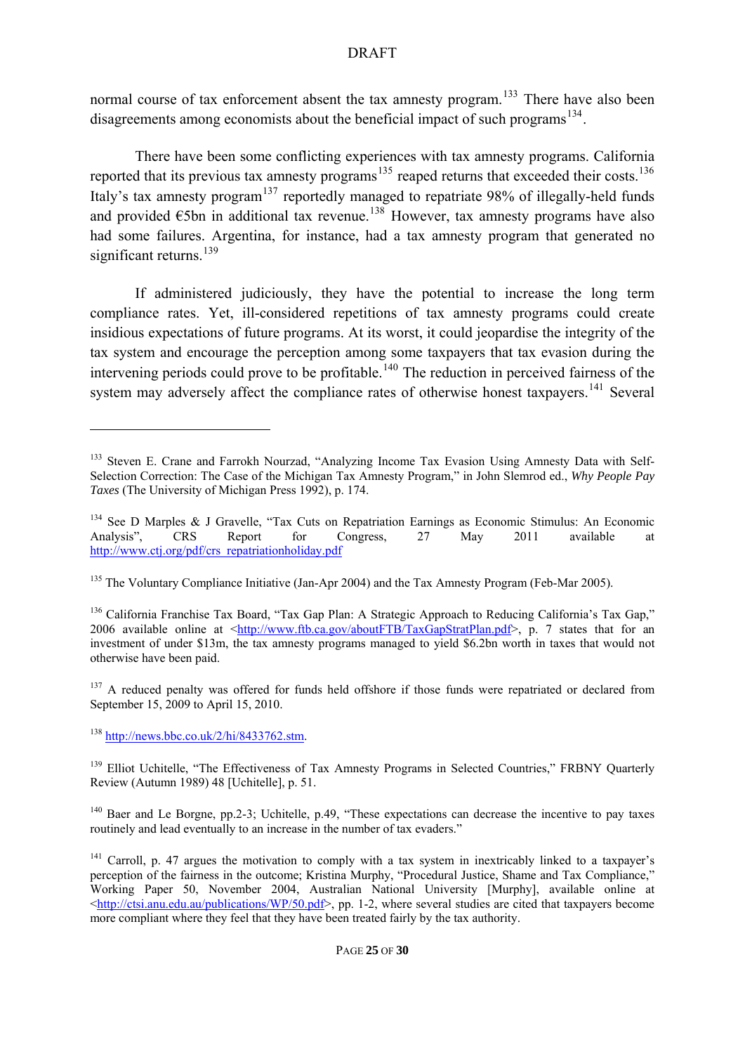normal course of tax enforcement absent the tax amnesty program.[133] There have also been disagreements among economists about the beneficial impact of such programs[134].

There have been some conflicting experiences with tax amnesty programs. California reported that its previous tax amnesty programs[135] reaped returns that exceeded their costs.[136] Italy's tax amnesty program[137] reportedly managed to repatriate 98% of illegally-held funds and provided €5bn in additional tax revenue.[138] However, tax amnesty programs have also had some failures. Argentina, for instance, had a tax amnesty program that generated no significant returns.[139]

If administered judiciously, they have the potential to increase the long term compliance rates. Yet, ill-considered repetitions of tax amnesty programs could create insidious expectations of future programs. At its worst, it could jeopardise the integrity of the tax system and encourage the perception among some taxpayers that tax evasion during the intervening periods could prove to be profitable.[140] The reduction in perceived fairness of the system may adversely affect the compliance rates of otherwise honest taxpayers.[141] Several

---

[133] Steven E. Crane and Farrokh Nourzad, "Analyzing Income Tax Evasion Using Amnesty Data with Self-Selection Correction: The Case of the Michigan Tax Amnesty Program," in John Slemrod ed., *Why People Pay Taxes* (The University of Michigan Press 1992), p. 174.

[134] See D Marples & J Gravelle, "Tax Cuts on Repatriation Earnings as Economic Stimulus: An Economic Analysis", CRS Report for Congress, 27 May 2011 available at http://www.ctj.org/pdf/crs_repatriationholiday.pdf

[135] The Voluntary Compliance Initiative (Jan-Apr 2004) and the Tax Amnesty Program (Feb-Mar 2005).

[136] California Franchise Tax Board, "Tax Gap Plan: A Strategic Approach to Reducing California's Tax Gap," 2006 available online at <http://www.ftb.ca.gov/aboutFTB/TaxGapStratPlan.pdf>, p. 7 states that for an investment of under $13m, the tax amnesty programs managed to yield $6.2bn worth in taxes that would not otherwise have been paid.

[137] A reduced penalty was offered for funds held offshore if those funds were repatriated or declared from September 15, 2009 to April 15, 2010.

[138] http://news.bbc.co.uk/2/hi/8433762.stm.

[139] Elliot Uchitelle, "The Effectiveness of Tax Amnesty Programs in Selected Countries," FRBNY Quarterly Review (Autumn 1989) 48 [Uchitelle], p. 51.

[140] Baer and Le Borgne, pp.2-3; Uchitelle, p.49, "These expectations can decrease the incentive to pay taxes routinely and lead eventually to an increase in the number of tax evaders."

[141] Carroll, p. 47 argues the motivation to comply with a tax system in inextricably linked to a taxpayer's perception of the fairness in the outcome; Kristina Murphy, "Procedural Justice, Shame and Tax Compliance," Working Paper 50, November 2004, Australian National University [Murphy], available online at <http://ctsi.anu.edu.au/publications/WP/50.pdf>, pp. 1-2, where several studies are cited that taxpayers become more compliant where they feel that they have been treated fairly by the tax authority.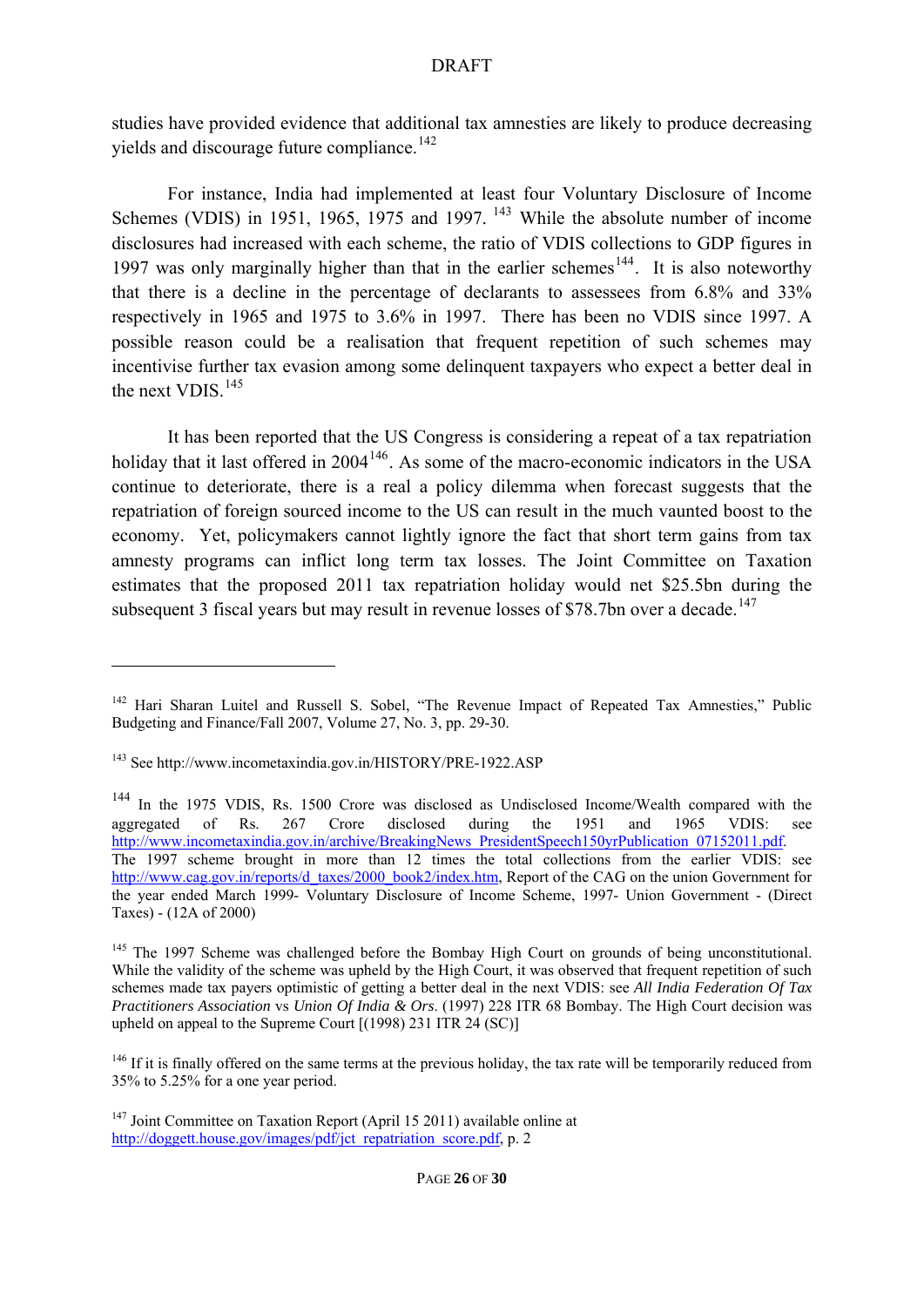studies have provided evidence that additional tax amnesties are likely to produce decreasing yields and discourage future compliance.[142]

For instance, India had implemented at least four Voluntary Disclosure of Income Schemes (VDIS) in 1951, 1965, 1975 and 1997. [143] While the absolute number of income disclosures had increased with each scheme, the ratio of VDIS collections to GDP figures in 1997 was only marginally higher than that in the earlier schemes[144]. It is also noteworthy that there is a decline in the percentage of declarants to assessees from 6.8% and 33% respectively in 1965 and 1975 to 3.6% in 1997. There has been no VDIS since 1997. A possible reason could be a realisation that frequent repetition of such schemes may incentivise further tax evasion among some delinquent taxpayers who expect a better deal in the next VDIS.[145]

It has been reported that the US Congress is considering a repeat of a tax repatriation holiday that it last offered in 2004[146]. As some of the macro-economic indicators in the USA continue to deteriorate, there is a real a policy dilemma when forecast suggests that the repatriation of foreign sourced income to the US can result in the much vaunted boost to the economy. Yet, policymakers cannot lightly ignore the fact that short term gains from tax amnesty programs can inflict long term tax losses. The Joint Committee on Taxation estimates that the proposed 2011 tax repatriation holiday would net $25.5bn during the subsequent 3 fiscal years but may result in revenue losses of $78.7bn over a decade.[147]

---

[142] Hari Sharan Luitel and Russell S. Sobel, "The Revenue Impact of Repeated Tax Amnesties," Public Budgeting and Finance/Fall 2007, Volume 27, No. 3, pp. 29-30.

[143] See http://www.incometaxindia.gov.in/HISTORY/PRE-1922.ASP

[144] In the 1975 VDIS, Rs. 1500 Crore was disclosed as Undisclosed Income/Wealth compared with the aggregated of Rs. 267 Crore disclosed during the 1951 and 1965 VDIS: see http://www.incometaxindia.gov.in/archive/BreakingNews_PresidentSpeech150yrPublication_07152011.pdf. The 1997 scheme brought in more than 12 times the total collections from the earlier VDIS: see http://www.cag.gov.in/reports/d_taxes/2000_book2/index.htm, Report of the CAG on the union Government for the year ended March 1999- Voluntary Disclosure of Income Scheme, 1997- Union Government - (Direct Taxes) - (12A of 2000)

[145] The 1997 Scheme was challenged before the Bombay High Court on grounds of being unconstitutional. While the validity of the scheme was upheld by the High Court, it was observed that frequent repetition of such schemes made tax payers optimistic of getting a better deal in the next VDIS: see *All India Federation Of Tax Practitioners Association* vs *Union Of India & Ors*. (1997) 228 ITR 68 Bombay. The High Court decision was upheld on appeal to the Supreme Court [(1998) 231 ITR 24 (SC)]

[146] If it is finally offered on the same terms at the previous holiday, the tax rate will be temporarily reduced from 35% to 5.25% for a one year period.

[147] Joint Committee on Taxation Report (April 15 2011) available online at http://doggett.house.gov/images/pdf/jct_repatriation_score.pdf, p. 2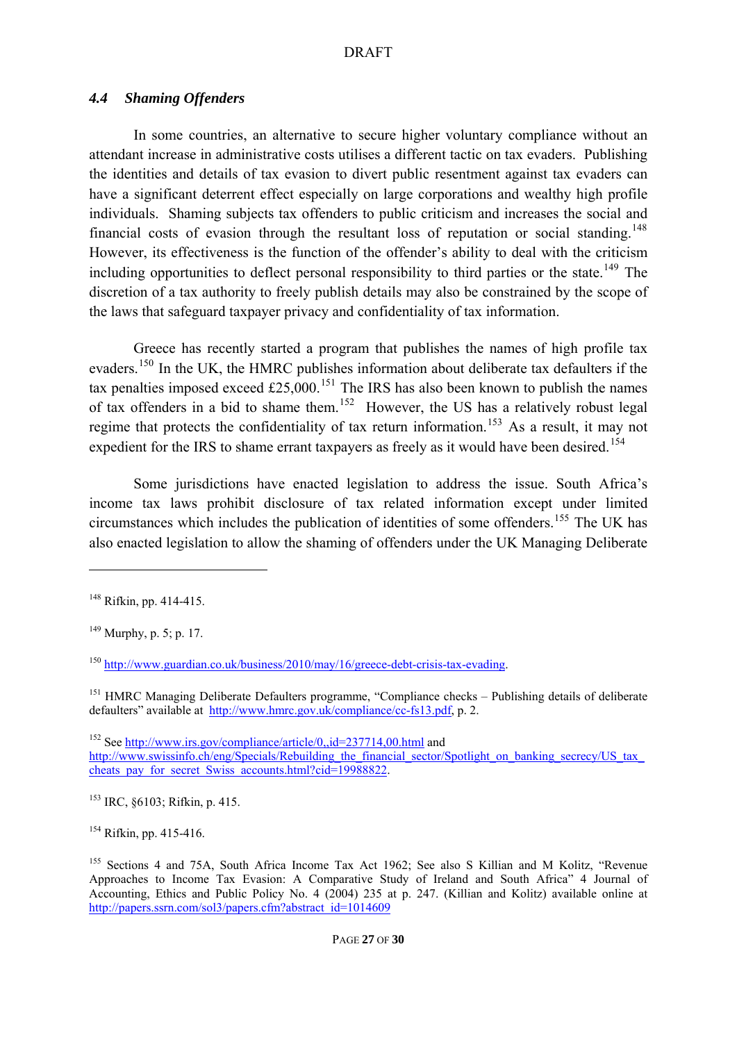### *4.4 Shaming Offenders*

In some countries, an alternative to secure higher voluntary compliance without an attendant increase in administrative costs utilises a different tactic on tax evaders. Publishing the identities and details of tax evasion to divert public resentment against tax evaders can have a significant deterrent effect especially on large corporations and wealthy high profile individuals. Shaming subjects tax offenders to public criticism and increases the social and financial costs of evasion through the resultant loss of reputation or social standing.[148] However, its effectiveness is the function of the offender's ability to deal with the criticism including opportunities to deflect personal responsibility to third parties or the state.[149] The discretion of a tax authority to freely publish details may also be constrained by the scope of the laws that safeguard taxpayer privacy and confidentiality of tax information.

Greece has recently started a program that publishes the names of high profile tax evaders.[150] In the UK, the HMRC publishes information about deliberate tax defaulters if the tax penalties imposed exceed £25,000.[151] The IRS has also been known to publish the names of tax offenders in a bid to shame them.[152] However, the US has a relatively robust legal regime that protects the confidentiality of tax return information.[153] As a result, it may not expedient for the IRS to shame errant taxpayers as freely as it would have been desired.[154]

Some jurisdictions have enacted legislation to address the issue. South Africa's income tax laws prohibit disclosure of tax related information except under limited circumstances which includes the publication of identities of some offenders.[155] The UK has also enacted legislation to allow the shaming of offenders under the UK Managing Deliberate

---

[148] Rifkin, pp. 414-415.

[149] Murphy, p. 5; p. 17.

[150] http://www.guardian.co.uk/business/2010/may/16/greece-debt-crisis-tax-evading.

[151] HMRC Managing Deliberate Defaulters programme, "Compliance checks – Publishing details of deliberate defaulters" available at http://www.hmrc.gov.uk/compliance/cc-fs13.pdf, p. 2.

[152] See http://www.irs.gov/compliance/article/0,,id=237714,00.html and http://www.swissinfo.ch/eng/Specials/Rebuilding_the_financial_sector/Spotlight_on_banking_secrecy/US_tax_cheats_pay_for_secret_Swiss_accounts.html?cid=19988822.

[153] IRC, §6103; Rifkin, p. 415.

[154] Rifkin, pp. 415-416.

[155] Sections 4 and 75A, South Africa Income Tax Act 1962; See also S Killian and M Kolitz, "Revenue Approaches to Income Tax Evasion: A Comparative Study of Ireland and South Africa" 4 Journal of Accounting, Ethics and Public Policy No. 4 (2004) 235 at p. 247. (Killian and Kolitz) available online at http://papers.ssrn.com/sol3/papers.cfm?abstract_id=1014609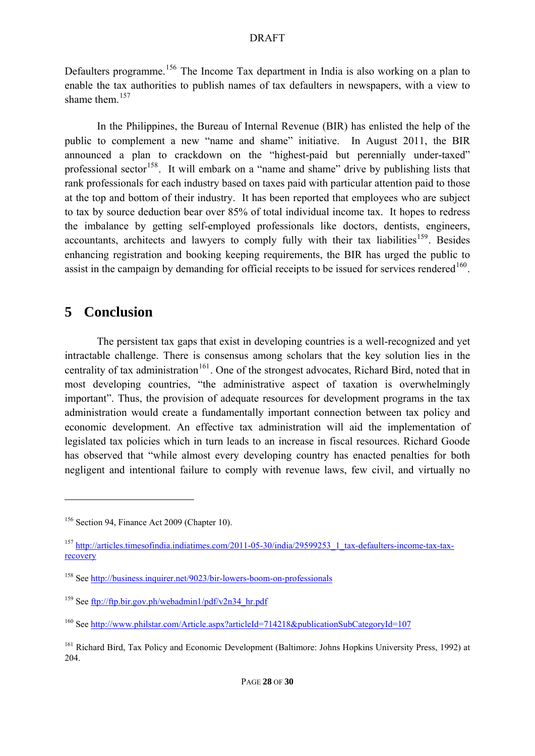Defaulters programme.[156] The Income Tax department in India is also working on a plan to enable the tax authorities to publish names of tax defaulters in newspapers, with a view to shame them.[157]

In the Philippines, the Bureau of Internal Revenue (BIR) has enlisted the help of the public to complement a new "name and shame" initiative. In August 2011, the BIR announced a plan to crackdown on the "highest-paid but perennially under-taxed" professional sector[158]. It will embark on a "name and shame" drive by publishing lists that rank professionals for each industry based on taxes paid with particular attention paid to those at the top and bottom of their industry. It has been reported that employees who are subject to tax by source deduction bear over 85% of total individual income tax. It hopes to redress the imbalance by getting self-employed professionals like doctors, dentists, engineers, accountants, architects and lawyers to comply fully with their tax liabilities[159]. Besides enhancing registration and booking keeping requirements, the BIR has urged the public to assist in the campaign by demanding for official receipts to be issued for services rendered[160].

# 5 Conclusion

The persistent tax gaps that exist in developing countries is a well-recognized and yet intractable challenge. There is consensus among scholars that the key solution lies in the centrality of tax administration[161]. One of the strongest advocates, Richard Bird, noted that in most developing countries, "the administrative aspect of taxation is overwhelmingly important". Thus, the provision of adequate resources for development programs in the tax administration would create a fundamentally important connection between tax policy and economic development. An effective tax administration will aid the implementation of legislated tax policies which in turn leads to an increase in fiscal resources. Richard Goode has observed that "while almost every developing country has enacted penalties for both negligent and intentional failure to comply with revenue laws, few civil, and virtually no

---

[156] Section 94, Finance Act 2009 (Chapter 10).

[157] http://articles.timesofindia.indiatimes.com/2011-05-30/india/29599253_1_tax-defaulters-income-tax-tax-recovery

[158] See http://business.inquirer.net/9023/bir-lowers-boom-on-professionals

[159] See ftp://ftp.bir.gov.ph/webadmin1/pdf/v2n34_hr.pdf

[160] See http://www.philstar.com/Article.aspx?articleId=714218&publicationSubCategoryId=107

[161] Richard Bird, Tax Policy and Economic Development (Baltimore: Johns Hopkins University Press, 1992) at 204.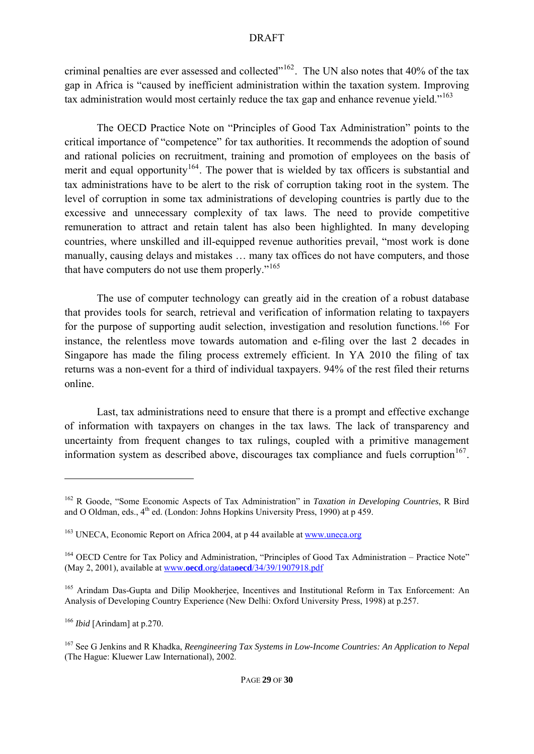criminal penalties are ever assessed and collected"[162]. The UN also notes that 40% of the tax gap in Africa is "caused by inefficient administration within the taxation system. Improving tax administration would most certainly reduce the tax gap and enhance revenue yield."[163]

The OECD Practice Note on "Principles of Good Tax Administration" points to the critical importance of "competence" for tax authorities. It recommends the adoption of sound and rational policies on recruitment, training and promotion of employees on the basis of merit and equal opportunity[164]. The power that is wielded by tax officers is substantial and tax administrations have to be alert to the risk of corruption taking root in the system. The level of corruption in some tax administrations of developing countries is partly due to the excessive and unnecessary complexity of tax laws. The need to provide competitive remuneration to attract and retain talent has also been highlighted. In many developing countries, where unskilled and ill-equipped revenue authorities prevail, "most work is done manually, causing delays and mistakes … many tax offices do not have computers, and those that have computers do not use them properly."[165]

The use of computer technology can greatly aid in the creation of a robust database that provides tools for search, retrieval and verification of information relating to taxpayers for the purpose of supporting audit selection, investigation and resolution functions.[166] For instance, the relentless move towards automation and e-filing over the last 2 decades in Singapore has made the filing process extremely efficient. In YA 2010 the filing of tax returns was a non-event for a third of individual taxpayers. 94% of the rest filed their returns online.

Last, tax administrations need to ensure that there is a prompt and effective exchange of information with taxpayers on changes in the tax laws. The lack of transparency and uncertainty from frequent changes to tax rulings, coupled with a primitive management information system as described above, discourages tax compliance and fuels corruption[167].

---

[162] R Goode, "Some Economic Aspects of Tax Administration" in *Taxation in Developing Countries*, R Bird and O Oldman, eds., 4th ed. (London: Johns Hopkins University Press, 1990) at p 459.

[163] UNECA, Economic Report on Africa 2004, at p 44 available at www.uneca.org

[164] OECD Centre for Tax Policy and Administration, "Principles of Good Tax Administration – Practice Note" (May 2, 2001), available at www.**oecd**.org/data**oecd**/34/39/1907918.pdf

[165] Arindam Das-Gupta and Dilip Mookherjee, Incentives and Institutional Reform in Tax Enforcement: An Analysis of Developing Country Experience (New Delhi: Oxford University Press, 1998) at p.257.

[166] *Ibid* [Arindam] at p.270.

[167] See G Jenkins and R Khadka, *Reengineering Tax Systems in Low-Income Countries: An Application to Nepal* (The Hague: Kluewer Law International), 2002.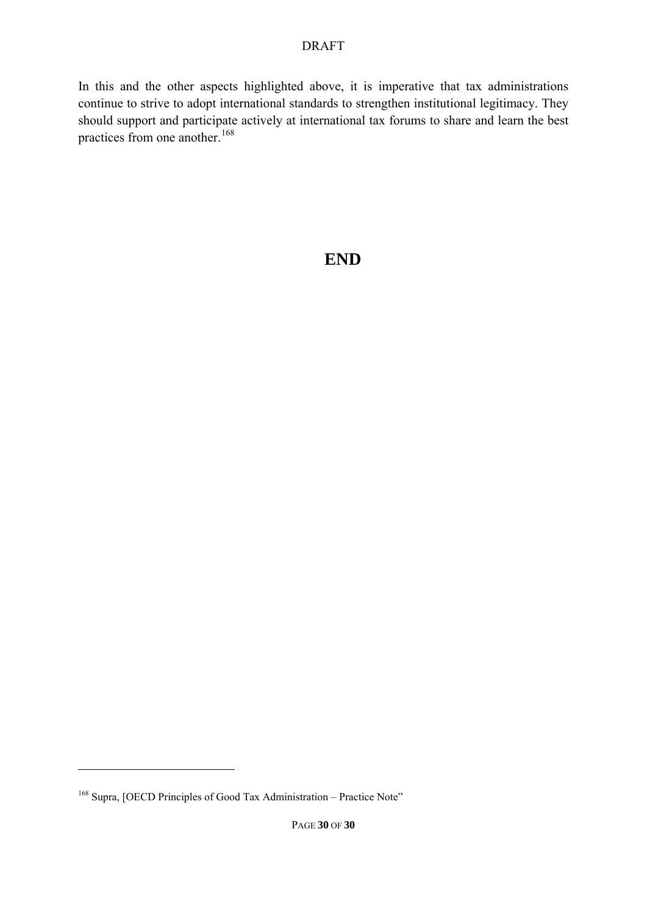In this and the other aspects highlighted above, it is imperative that tax administrations continue to strive to adopt international standards to strengthen institutional legitimacy. They should support and participate actively at international tax forums to share and learn the best practices from one another.[168]

**END**

[168] Supra, [OECD Principles of Good Tax Administration – Practice Note"